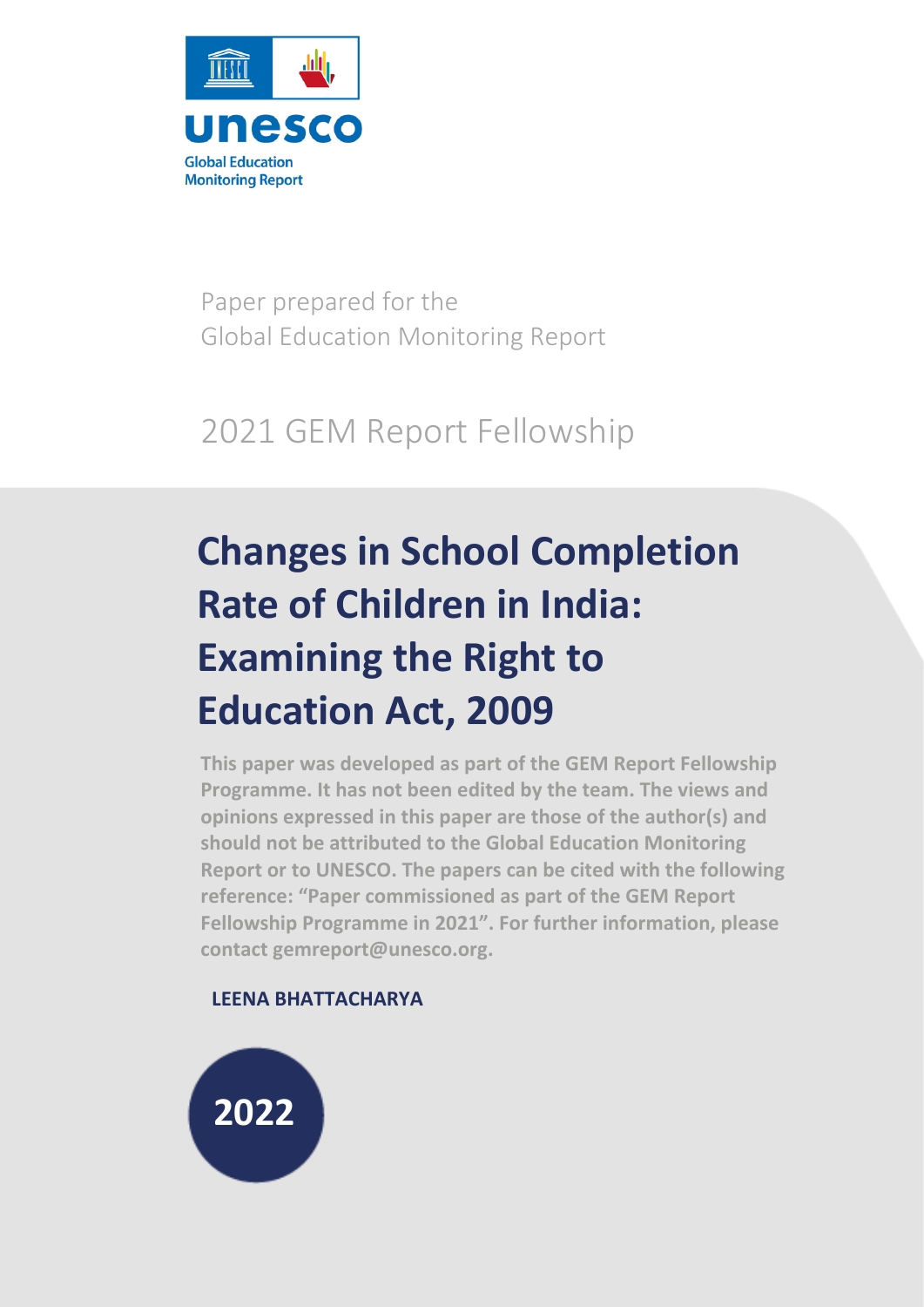unesco

Global Education Monitoring Report

Paper prepared for the Global Education Monitoring Report

2021 GEM Report Fellowship

# Changes in School Completion Rate of Children in India: Examining the Right to Education Act, 2009

**This paper was developed as part of the GEM Report Fellowship Programme. It has not been edited by the team. The views and opinions expressed in this paper are those of the author(s) and should not be attributed to the Global Education Monitoring Report or to UNESCO. The papers can be cited with the following reference: "Paper commissioned as part of the GEM Report Fellowship Programme in 2021". For further information, please contact gemreport@unesco.org.**

**LEENA BHATTACHARYA**

**2022**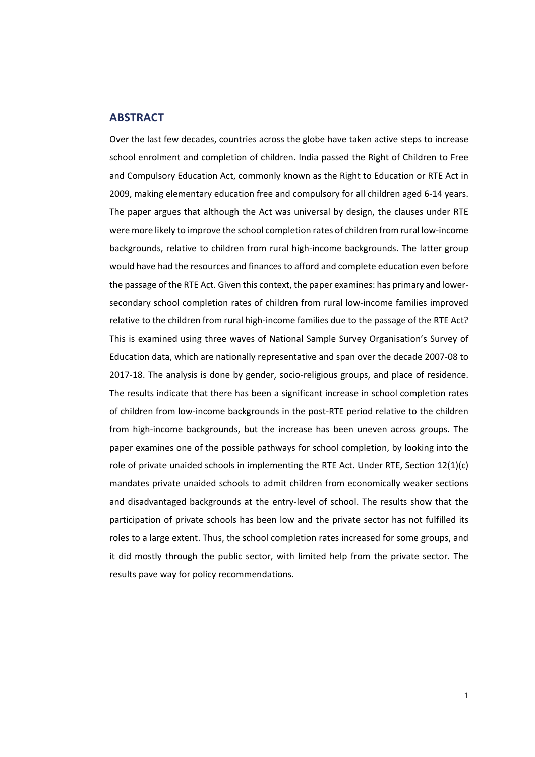## ABSTRACT

Over the last few decades, countries across the globe have taken active steps to increase school enrolment and completion of children. India passed the Right of Children to Free and Compulsory Education Act, commonly known as the Right to Education or RTE Act in 2009, making elementary education free and compulsory for all children aged 6-14 years. The paper argues that although the Act was universal by design, the clauses under RTE were more likely to improve the school completion rates of children from rural low-income backgrounds, relative to children from rural high-income backgrounds. The latter group would have had the resources and finances to afford and complete education even before the passage of the RTE Act. Given this context, the paper examines: has primary and lower-secondary school completion rates of children from rural low-income families improved relative to the children from rural high-income families due to the passage of the RTE Act? This is examined using three waves of National Sample Survey Organisation's Survey of Education data, which are nationally representative and span over the decade 2007-08 to 2017-18. The analysis is done by gender, socio-religious groups, and place of residence. The results indicate that there has been a significant increase in school completion rates of children from low-income backgrounds in the post-RTE period relative to the children from high-income backgrounds, but the increase has been uneven across groups. The paper examines one of the possible pathways for school completion, by looking into the role of private unaided schools in implementing the RTE Act. Under RTE, Section 12(1)(c) mandates private unaided schools to admit children from economically weaker sections and disadvantaged backgrounds at the entry-level of school. The results show that the participation of private schools has been low and the private sector has not fulfilled its roles to a large extent. Thus, the school completion rates increased for some groups, and it did mostly through the public sector, with limited help from the private sector. The results pave way for policy recommendations.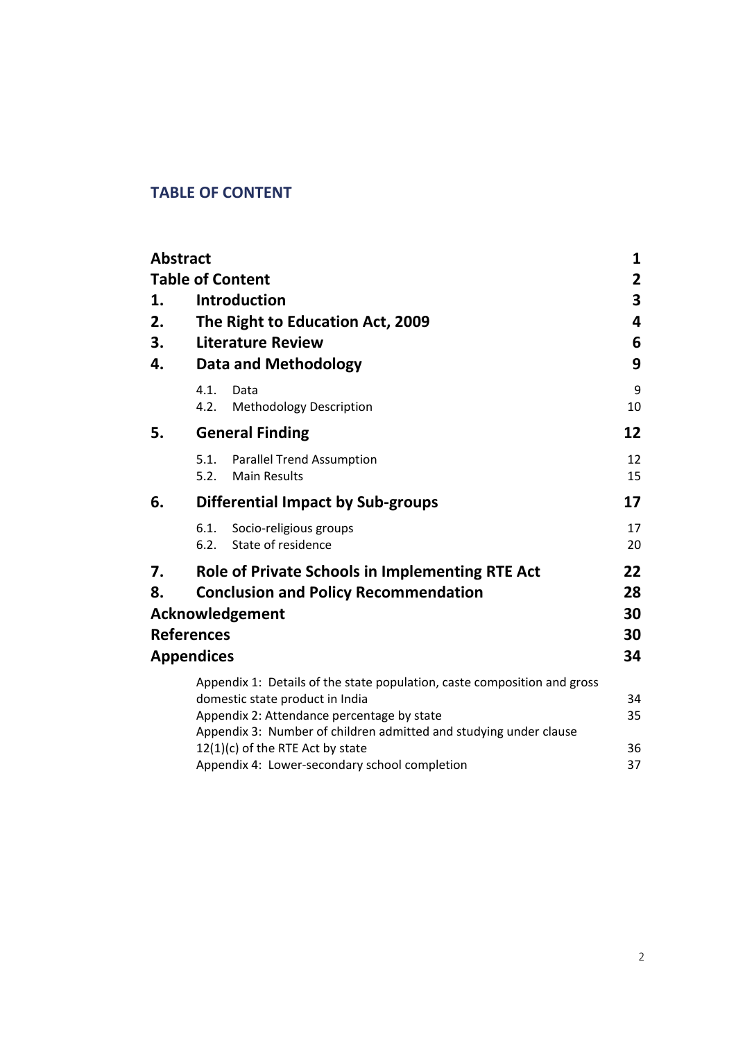## TABLE OF CONTENT

| | | |
|---|---|---|
| **Abstract** | | **1** |
| **Table of Content** | | **2** |
| **1.** | **Introduction** | **3** |
| **2.** | **The Right to Education Act, 2009** | **4** |
| **3.** | **Literature Review** | **6** |
| **4.** | **Data and Methodology** | **9** |
| | 4.1. Data | 9 |
| | 4.2. Methodology Description | 10 |
| **5.** | **General Finding** | **12** |
| | 5.1. Parallel Trend Assumption | 12 |
| | 5.2. Main Results | 15 |
| **6.** | **Differential Impact by Sub-groups** | **17** |
| | 6.1. Socio-religious groups | 17 |
| | 6.2. State of residence | 20 |
| **7.** | **Role of Private Schools in Implementing RTE Act** | **22** |
| **8.** | **Conclusion and Policy Recommendation** | **28** |
| **Acknowledgement** | | **30** |
| **References** | | **30** |
| **Appendices** | | **34** |
| | Appendix 1: Details of the state population, caste composition and gross domestic state product in India | 34 |
| | Appendix 2: Attendance percentage by state | 35 |
| | Appendix 3: Number of children admitted and studying under clause 12(1)(c) of the RTE Act by state | 36 |
| | Appendix 4: Lower-secondary school completion | 37 |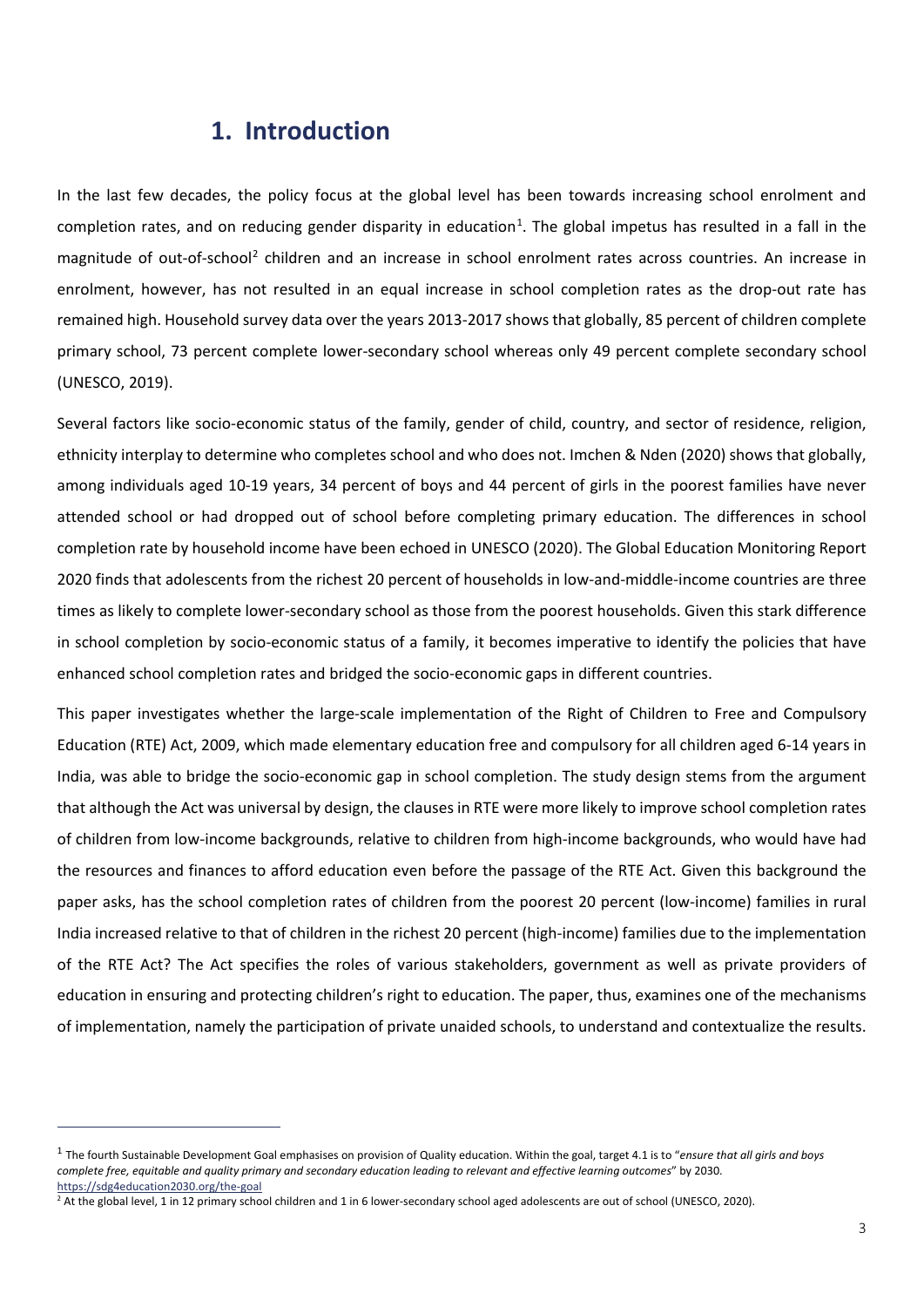## 1. Introduction

In the last few decades, the policy focus at the global level has been towards increasing school enrolment and completion rates, and on reducing gender disparity in education[1]. The global impetus has resulted in a fall in the magnitude of out-of-school[2] children and an increase in school enrolment rates across countries. An increase in enrolment, however, has not resulted in an equal increase in school completion rates as the drop-out rate has remained high. Household survey data over the years 2013-2017 shows that globally, 85 percent of children complete primary school, 73 percent complete lower-secondary school whereas only 49 percent complete secondary school (UNESCO, 2019).

Several factors like socio-economic status of the family, gender of child, country, and sector of residence, religion, ethnicity interplay to determine who completes school and who does not. Imchen & Nden (2020) shows that globally, among individuals aged 10-19 years, 34 percent of boys and 44 percent of girls in the poorest families have never attended school or had dropped out of school before completing primary education. The differences in school completion rate by household income have been echoed in UNESCO (2020). The Global Education Monitoring Report 2020 finds that adolescents from the richest 20 percent of households in low-and-middle-income countries are three times as likely to complete lower-secondary school as those from the poorest households. Given this stark difference in school completion by socio-economic status of a family, it becomes imperative to identify the policies that have enhanced school completion rates and bridged the socio-economic gaps in different countries.

This paper investigates whether the large-scale implementation of the Right of Children to Free and Compulsory Education (RTE) Act, 2009, which made elementary education free and compulsory for all children aged 6-14 years in India, was able to bridge the socio-economic gap in school completion. The study design stems from the argument that although the Act was universal by design, the clauses in RTE were more likely to improve school completion rates of children from low-income backgrounds, relative to children from high-income backgrounds, who would have had the resources and finances to afford education even before the passage of the RTE Act. Given this background the paper asks, has the school completion rates of children from the poorest 20 percent (low-income) families in rural India increased relative to that of children in the richest 20 percent (high-income) families due to the implementation of the RTE Act? The Act specifies the roles of various stakeholders, government as well as private providers of education in ensuring and protecting children's right to education. The paper, thus, examines one of the mechanisms of implementation, namely the participation of private unaided schools, to understand and contextualize the results.

[1] The fourth Sustainable Development Goal emphasises on provision of Quality education. Within the goal, target 4.1 is to "*ensure that all girls and boys complete free, equitable and quality primary and secondary education leading to relevant and effective learning outcomes*" by 2030. https://sdg4education2030.org/the-goal

[2] At the global level, 1 in 12 primary school children and 1 in 6 lower-secondary school aged adolescents are out of school (UNESCO, 2020).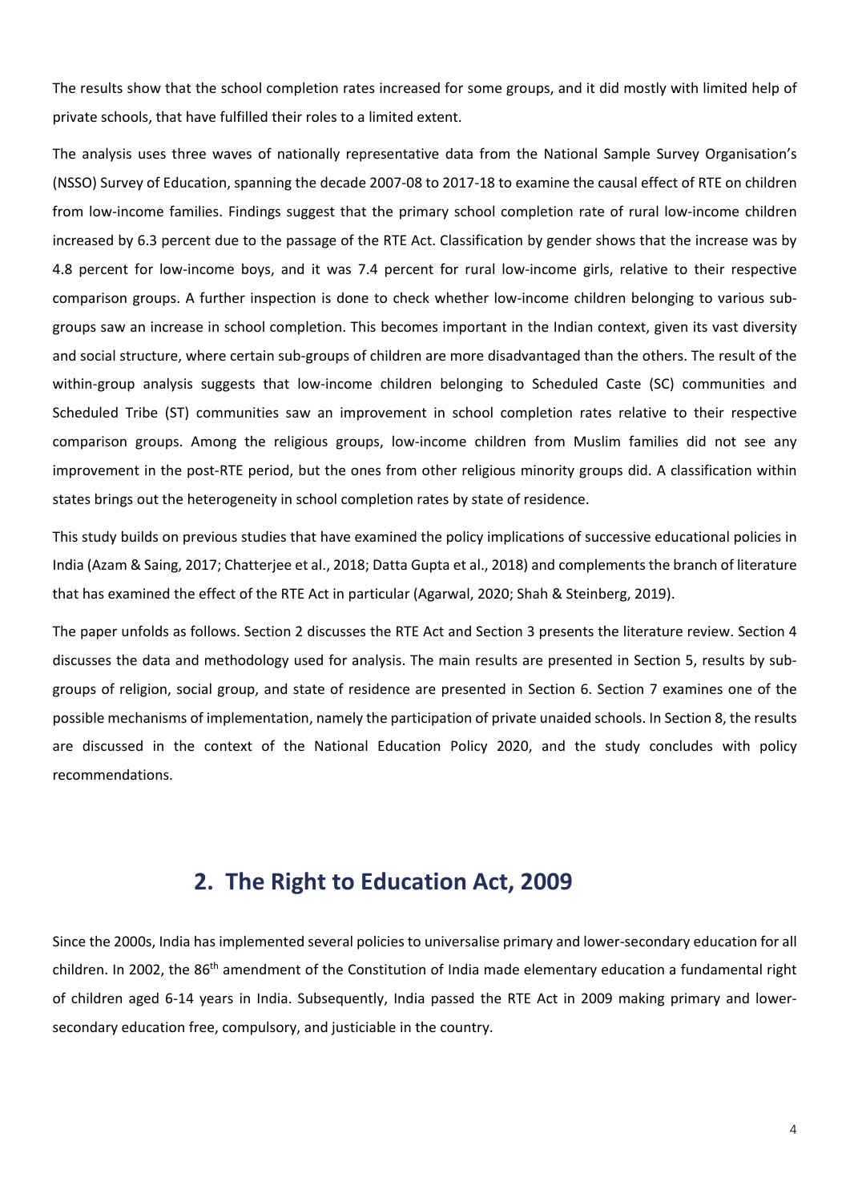The results show that the school completion rates increased for some groups, and it did mostly with limited help of private schools, that have fulfilled their roles to a limited extent.

The analysis uses three waves of nationally representative data from the National Sample Survey Organisation's (NSSO) Survey of Education, spanning the decade 2007-08 to 2017-18 to examine the causal effect of RTE on children from low-income families. Findings suggest that the primary school completion rate of rural low-income children increased by 6.3 percent due to the passage of the RTE Act. Classification by gender shows that the increase was by 4.8 percent for low-income boys, and it was 7.4 percent for rural low-income girls, relative to their respective comparison groups. A further inspection is done to check whether low-income children belonging to various sub-groups saw an increase in school completion. This becomes important in the Indian context, given its vast diversity and social structure, where certain sub-groups of children are more disadvantaged than the others. The result of the within-group analysis suggests that low-income children belonging to Scheduled Caste (SC) communities and Scheduled Tribe (ST) communities saw an improvement in school completion rates relative to their respective comparison groups. Among the religious groups, low-income children from Muslim families did not see any improvement in the post-RTE period, but the ones from other religious minority groups did. A classification within states brings out the heterogeneity in school completion rates by state of residence.

This study builds on previous studies that have examined the policy implications of successive educational policies in India (Azam & Saing, 2017; Chatterjee et al., 2018; Datta Gupta et al., 2018) and complements the branch of literature that has examined the effect of the RTE Act in particular (Agarwal, 2020; Shah & Steinberg, 2019).

The paper unfolds as follows. Section 2 discusses the RTE Act and Section 3 presents the literature review. Section 4 discusses the data and methodology used for analysis. The main results are presented in Section 5, results by sub-groups of religion, social group, and state of residence are presented in Section 6. Section 7 examines one of the possible mechanisms of implementation, namely the participation of private unaided schools. In Section 8, the results are discussed in the context of the National Education Policy 2020, and the study concludes with policy recommendations.

## 2. The Right to Education Act, 2009

Since the 2000s, India has implemented several policies to universalise primary and lower-secondary education for all children. In 2002, the 86th amendment of the Constitution of India made elementary education a fundamental right of children aged 6-14 years in India. Subsequently, India passed the RTE Act in 2009 making primary and lower-secondary education free, compulsory, and justiciable in the country.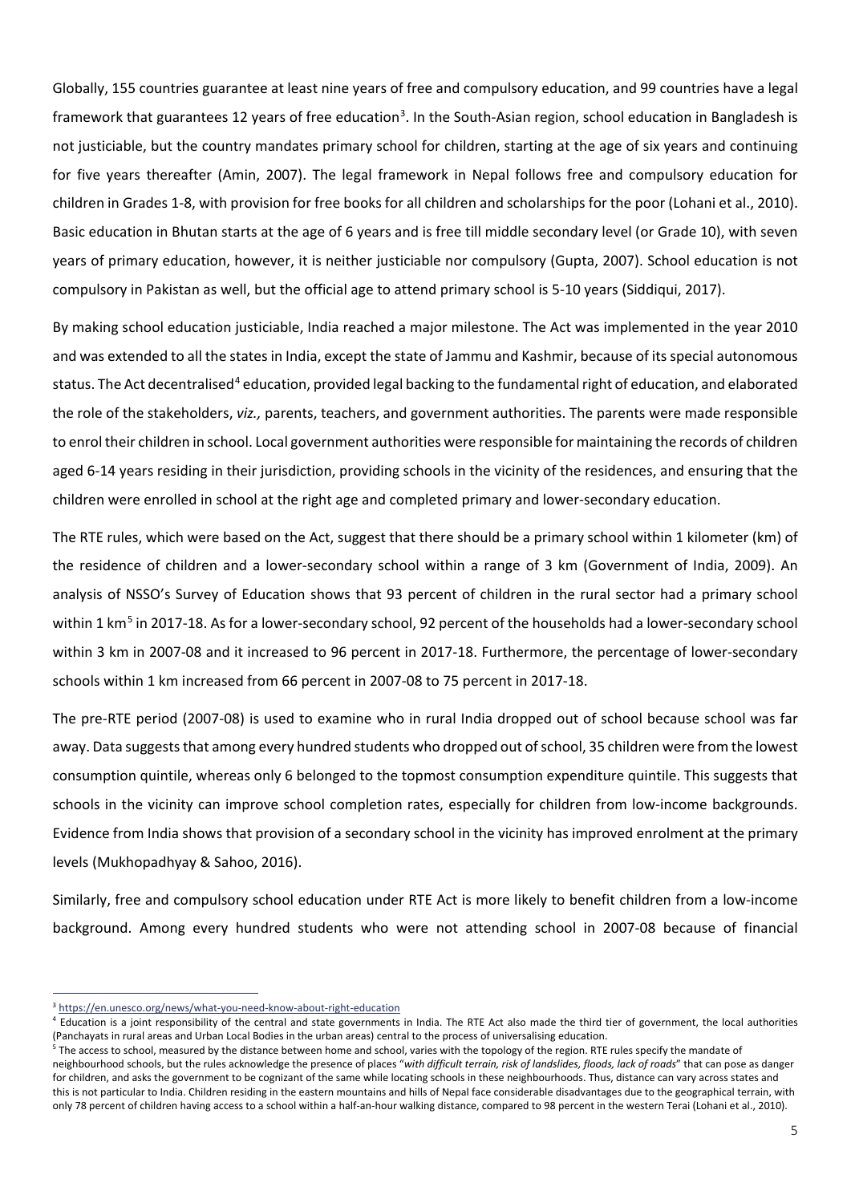Globally, 155 countries guarantee at least nine years of free and compulsory education, and 99 countries have a legal framework that guarantees 12 years of free education[3]. In the South-Asian region, school education in Bangladesh is not justiciable, but the country mandates primary school for children, starting at the age of six years and continuing for five years thereafter (Amin, 2007). The legal framework in Nepal follows free and compulsory education for children in Grades 1-8, with provision for free books for all children and scholarships for the poor (Lohani et al., 2010). Basic education in Bhutan starts at the age of 6 years and is free till middle secondary level (or Grade 10), with seven years of primary education, however, it is neither justiciable nor compulsory (Gupta, 2007). School education is not compulsory in Pakistan as well, but the official age to attend primary school is 5-10 years (Siddiqui, 2017).

By making school education justiciable, India reached a major milestone. The Act was implemented in the year 2010 and was extended to all the states in India, except the state of Jammu and Kashmir, because of its special autonomous status. The Act decentralised[4] education, provided legal backing to the fundamental right of education, and elaborated the role of the stakeholders, *viz.,* parents, teachers, and government authorities. The parents were made responsible to enrol their children in school. Local government authorities were responsible for maintaining the records of children aged 6-14 years residing in their jurisdiction, providing schools in the vicinity of the residences, and ensuring that the children were enrolled in school at the right age and completed primary and lower-secondary education.

The RTE rules, which were based on the Act, suggest that there should be a primary school within 1 kilometer (km) of the residence of children and a lower-secondary school within a range of 3 km (Government of India, 2009). An analysis of NSSO's Survey of Education shows that 93 percent of children in the rural sector had a primary school within 1 km[5] in 2017-18. As for a lower-secondary school, 92 percent of the households had a lower-secondary school within 3 km in 2007-08 and it increased to 96 percent in 2017-18. Furthermore, the percentage of lower-secondary schools within 1 km increased from 66 percent in 2007-08 to 75 percent in 2017-18.

The pre-RTE period (2007-08) is used to examine who in rural India dropped out of school because school was far away. Data suggests that among every hundred students who dropped out of school, 35 children were from the lowest consumption quintile, whereas only 6 belonged to the topmost consumption expenditure quintile. This suggests that schools in the vicinity can improve school completion rates, especially for children from low-income backgrounds. Evidence from India shows that provision of a secondary school in the vicinity has improved enrolment at the primary levels (Mukhopadhyay & Sahoo, 2016).

Similarly, free and compulsory school education under RTE Act is more likely to benefit children from a low-income background. Among every hundred students who were not attending school in 2007-08 because of financial

---

[3] https://en.unesco.org/news/what-you-need-know-about-right-education

[4] Education is a joint responsibility of the central and state governments in India. The RTE Act also made the third tier of government, the local authorities (Panchayats in rural areas and Urban Local Bodies in the urban areas) central to the process of universalising education.

[5] The access to school, measured by the distance between home and school, varies with the topology of the region. RTE rules specify the mandate of neighbourhood schools, but the rules acknowledge the presence of places "*with difficult terrain, risk of landslides, floods, lack of roads*" that can pose as danger for children, and asks the government to be cognizant of the same while locating schools in these neighbourhoods. Thus, distance can vary across states and this is not particular to India. Children residing in the eastern mountains and hills of Nepal face considerable disadvantages due to the geographical terrain, with only 78 percent of children having access to a school within a half-an-hour walking distance, compared to 98 percent in the western Terai (Lohani et al., 2010).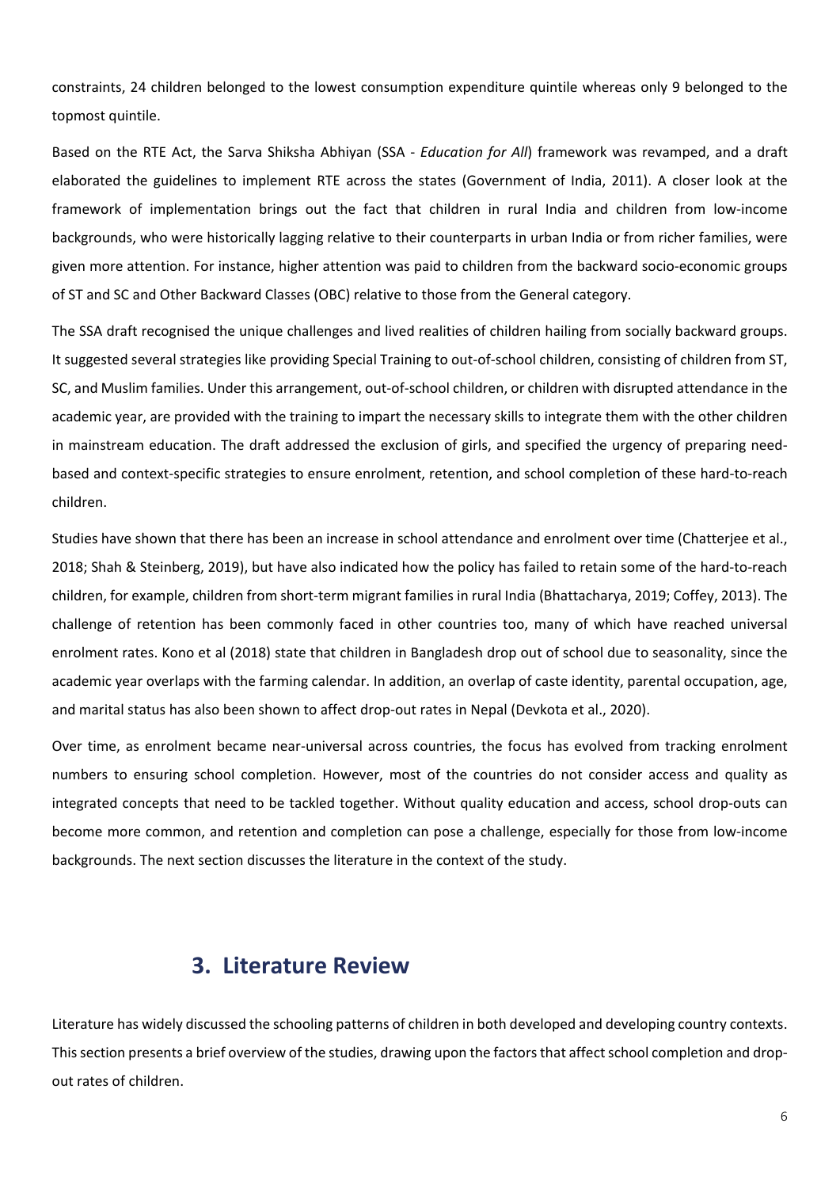constraints, 24 children belonged to the lowest consumption expenditure quintile whereas only 9 belonged to the topmost quintile.

Based on the RTE Act, the Sarva Shiksha Abhiyan (SSA - *Education for All*) framework was revamped, and a draft elaborated the guidelines to implement RTE across the states (Government of India, 2011). A closer look at the framework of implementation brings out the fact that children in rural India and children from low-income backgrounds, who were historically lagging relative to their counterparts in urban India or from richer families, were given more attention. For instance, higher attention was paid to children from the backward socio-economic groups of ST and SC and Other Backward Classes (OBC) relative to those from the General category.

The SSA draft recognised the unique challenges and lived realities of children hailing from socially backward groups. It suggested several strategies like providing Special Training to out-of-school children, consisting of children from ST, SC, and Muslim families. Under this arrangement, out-of-school children, or children with disrupted attendance in the academic year, are provided with the training to impart the necessary skills to integrate them with the other children in mainstream education. The draft addressed the exclusion of girls, and specified the urgency of preparing need-based and context-specific strategies to ensure enrolment, retention, and school completion of these hard-to-reach children.

Studies have shown that there has been an increase in school attendance and enrolment over time (Chatterjee et al., 2018; Shah & Steinberg, 2019), but have also indicated how the policy has failed to retain some of the hard-to-reach children, for example, children from short-term migrant families in rural India (Bhattacharya, 2019; Coffey, 2013). The challenge of retention has been commonly faced in other countries too, many of which have reached universal enrolment rates. Kono et al (2018) state that children in Bangladesh drop out of school due to seasonality, since the academic year overlaps with the farming calendar. In addition, an overlap of caste identity, parental occupation, age, and marital status has also been shown to affect drop-out rates in Nepal (Devkota et al., 2020).

Over time, as enrolment became near-universal across countries, the focus has evolved from tracking enrolment numbers to ensuring school completion. However, most of the countries do not consider access and quality as integrated concepts that need to be tackled together. Without quality education and access, school drop-outs can become more common, and retention and completion can pose a challenge, especially for those from low-income backgrounds. The next section discusses the literature in the context of the study.

## 3. Literature Review

Literature has widely discussed the schooling patterns of children in both developed and developing country contexts. This section presents a brief overview of the studies, drawing upon the factors that affect school completion and drop-out rates of children.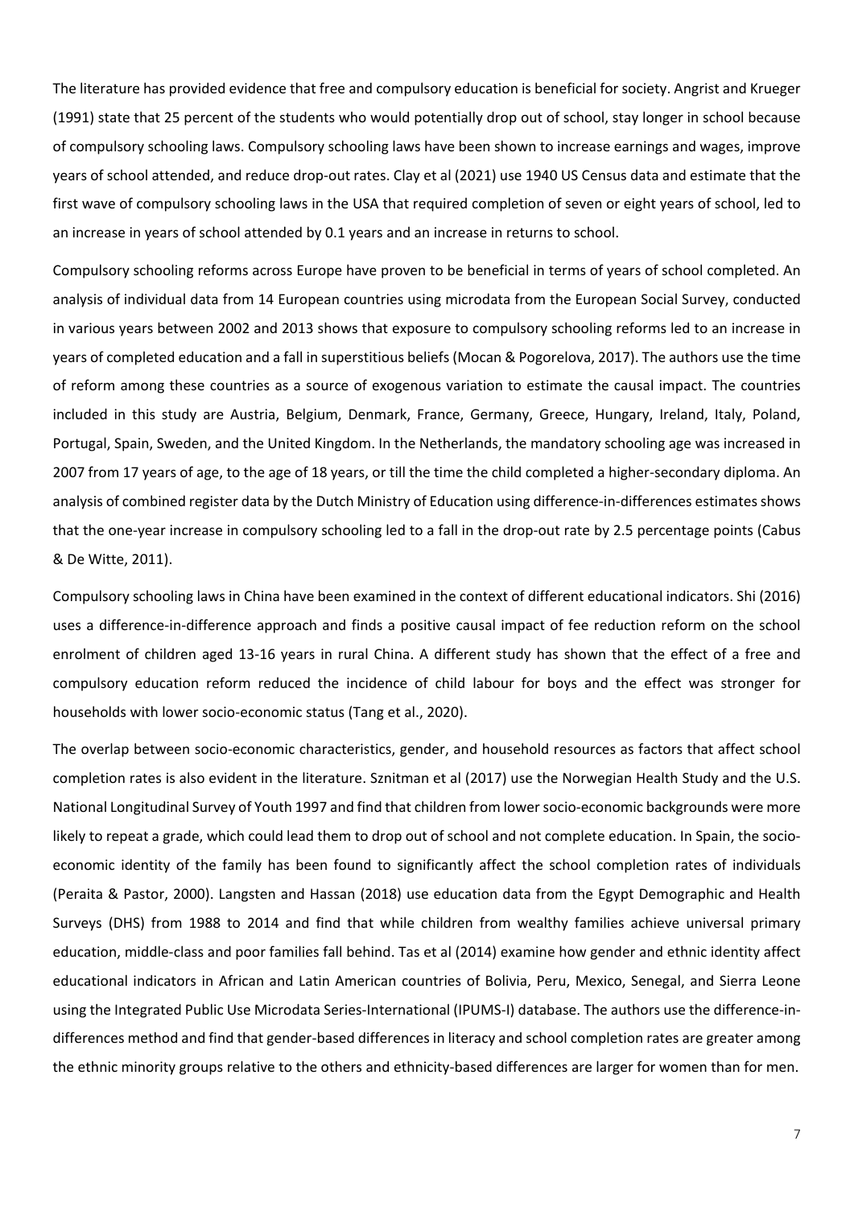The literature has provided evidence that free and compulsory education is beneficial for society. Angrist and Krueger (1991) state that 25 percent of the students who would potentially drop out of school, stay longer in school because of compulsory schooling laws. Compulsory schooling laws have been shown to increase earnings and wages, improve years of school attended, and reduce drop-out rates. Clay et al (2021) use 1940 US Census data and estimate that the first wave of compulsory schooling laws in the USA that required completion of seven or eight years of school, led to an increase in years of school attended by 0.1 years and an increase in returns to school.

Compulsory schooling reforms across Europe have proven to be beneficial in terms of years of school completed. An analysis of individual data from 14 European countries using microdata from the European Social Survey, conducted in various years between 2002 and 2013 shows that exposure to compulsory schooling reforms led to an increase in years of completed education and a fall in superstitious beliefs (Mocan & Pogorelova, 2017). The authors use the time of reform among these countries as a source of exogenous variation to estimate the causal impact. The countries included in this study are Austria, Belgium, Denmark, France, Germany, Greece, Hungary, Ireland, Italy, Poland, Portugal, Spain, Sweden, and the United Kingdom. In the Netherlands, the mandatory schooling age was increased in 2007 from 17 years of age, to the age of 18 years, or till the time the child completed a higher-secondary diploma. An analysis of combined register data by the Dutch Ministry of Education using difference-in-differences estimates shows that the one-year increase in compulsory schooling led to a fall in the drop-out rate by 2.5 percentage points (Cabus & De Witte, 2011).

Compulsory schooling laws in China have been examined in the context of different educational indicators. Shi (2016) uses a difference-in-difference approach and finds a positive causal impact of fee reduction reform on the school enrolment of children aged 13-16 years in rural China. A different study has shown that the effect of a free and compulsory education reform reduced the incidence of child labour for boys and the effect was stronger for households with lower socio-economic status (Tang et al., 2020).

The overlap between socio-economic characteristics, gender, and household resources as factors that affect school completion rates is also evident in the literature. Sznitman et al (2017) use the Norwegian Health Study and the U.S. National Longitudinal Survey of Youth 1997 and find that children from lower socio-economic backgrounds were more likely to repeat a grade, which could lead them to drop out of school and not complete education. In Spain, the socio-economic identity of the family has been found to significantly affect the school completion rates of individuals (Peraita & Pastor, 2000). Langsten and Hassan (2018) use education data from the Egypt Demographic and Health Surveys (DHS) from 1988 to 2014 and find that while children from wealthy families achieve universal primary education, middle-class and poor families fall behind. Tas et al (2014) examine how gender and ethnic identity affect educational indicators in African and Latin American countries of Bolivia, Peru, Mexico, Senegal, and Sierra Leone using the Integrated Public Use Microdata Series-International (IPUMS-I) database. The authors use the difference-in-differences method and find that gender-based differences in literacy and school completion rates are greater among the ethnic minority groups relative to the others and ethnicity-based differences are larger for women than for men.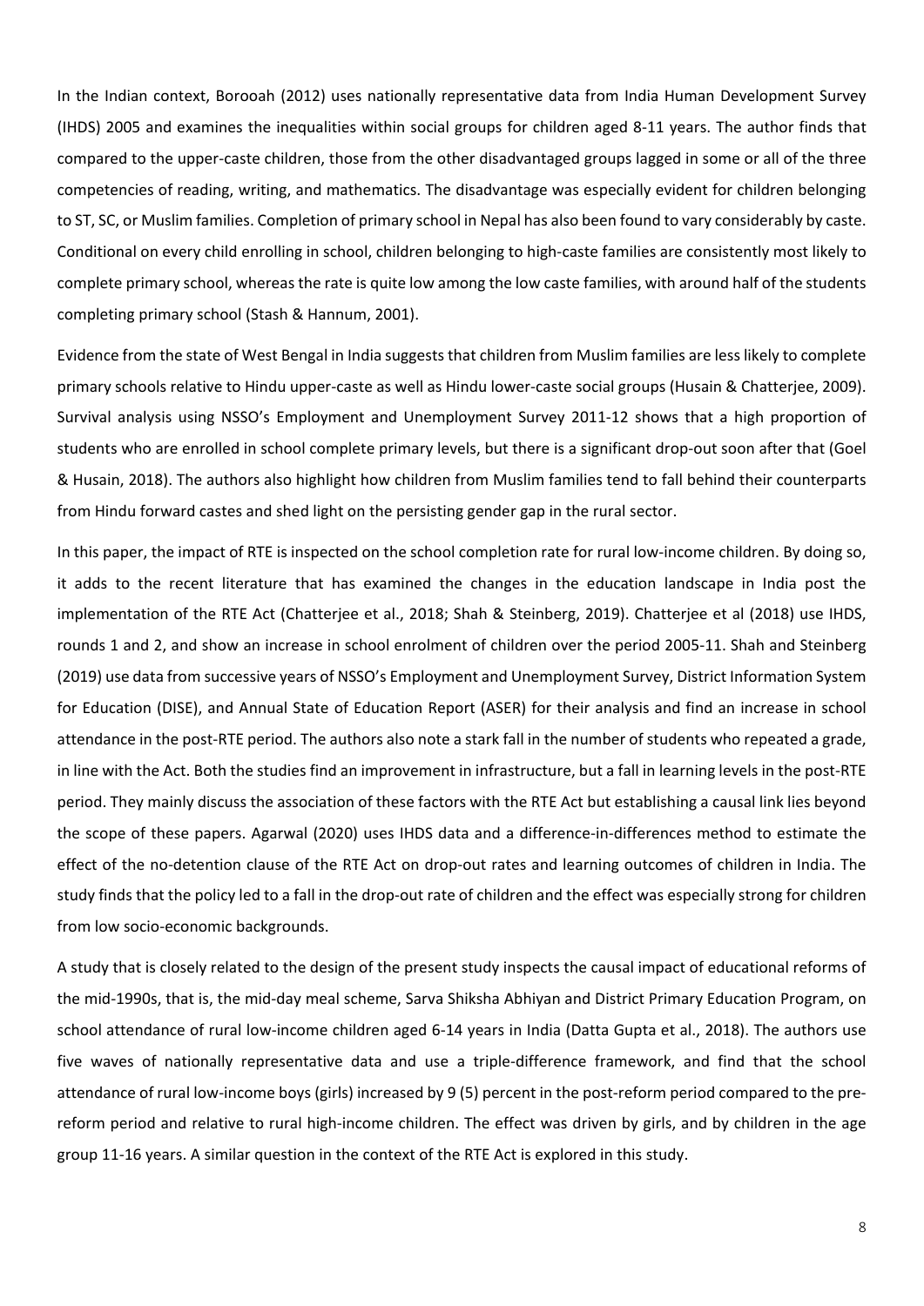In the Indian context, Borooah (2012) uses nationally representative data from India Human Development Survey (IHDS) 2005 and examines the inequalities within social groups for children aged 8-11 years. The author finds that compared to the upper-caste children, those from the other disadvantaged groups lagged in some or all of the three competencies of reading, writing, and mathematics. The disadvantage was especially evident for children belonging to ST, SC, or Muslim families. Completion of primary school in Nepal has also been found to vary considerably by caste. Conditional on every child enrolling in school, children belonging to high-caste families are consistently most likely to complete primary school, whereas the rate is quite low among the low caste families, with around half of the students completing primary school (Stash & Hannum, 2001).

Evidence from the state of West Bengal in India suggests that children from Muslim families are less likely to complete primary schools relative to Hindu upper-caste as well as Hindu lower-caste social groups (Husain & Chatterjee, 2009). Survival analysis using NSSO's Employment and Unemployment Survey 2011-12 shows that a high proportion of students who are enrolled in school complete primary levels, but there is a significant drop-out soon after that (Goel & Husain, 2018). The authors also highlight how children from Muslim families tend to fall behind their counterparts from Hindu forward castes and shed light on the persisting gender gap in the rural sector.

In this paper, the impact of RTE is inspected on the school completion rate for rural low-income children. By doing so, it adds to the recent literature that has examined the changes in the education landscape in India post the implementation of the RTE Act (Chatterjee et al., 2018; Shah & Steinberg, 2019). Chatterjee et al (2018) use IHDS, rounds 1 and 2, and show an increase in school enrolment of children over the period 2005-11. Shah and Steinberg (2019) use data from successive years of NSSO's Employment and Unemployment Survey, District Information System for Education (DISE), and Annual State of Education Report (ASER) for their analysis and find an increase in school attendance in the post-RTE period. The authors also note a stark fall in the number of students who repeated a grade, in line with the Act. Both the studies find an improvement in infrastructure, but a fall in learning levels in the post-RTE period. They mainly discuss the association of these factors with the RTE Act but establishing a causal link lies beyond the scope of these papers. Agarwal (2020) uses IHDS data and a difference-in-differences method to estimate the effect of the no-detention clause of the RTE Act on drop-out rates and learning outcomes of children in India. The study finds that the policy led to a fall in the drop-out rate of children and the effect was especially strong for children from low socio-economic backgrounds.

A study that is closely related to the design of the present study inspects the causal impact of educational reforms of the mid-1990s, that is, the mid-day meal scheme, Sarva Shiksha Abhiyan and District Primary Education Program, on school attendance of rural low-income children aged 6-14 years in India (Datta Gupta et al., 2018). The authors use five waves of nationally representative data and use a triple-difference framework, and find that the school attendance of rural low-income boys (girls) increased by 9 (5) percent in the post-reform period compared to the pre-reform period and relative to rural high-income children. The effect was driven by girls, and by children in the age group 11-16 years. A similar question in the context of the RTE Act is explored in this study.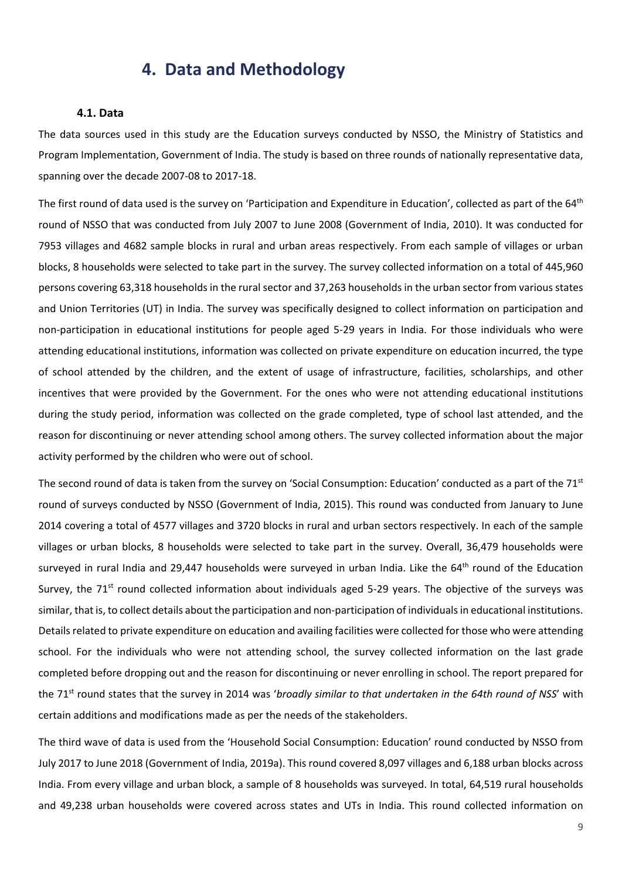# 4. Data and Methodology

### 4.1. Data

The data sources used in this study are the Education surveys conducted by NSSO, the Ministry of Statistics and Program Implementation, Government of India. The study is based on three rounds of nationally representative data, spanning over the decade 2007-08 to 2017-18.

The first round of data used is the survey on 'Participation and Expenditure in Education', collected as part of the 64th round of NSSO that was conducted from July 2007 to June 2008 (Government of India, 2010). It was conducted for 7953 villages and 4682 sample blocks in rural and urban areas respectively. From each sample of villages or urban blocks, 8 households were selected to take part in the survey. The survey collected information on a total of 445,960 persons covering 63,318 households in the rural sector and 37,263 households in the urban sector from various states and Union Territories (UT) in India. The survey was specifically designed to collect information on participation and non-participation in educational institutions for people aged 5-29 years in India. For those individuals who were attending educational institutions, information was collected on private expenditure on education incurred, the type of school attended by the children, and the extent of usage of infrastructure, facilities, scholarships, and other incentives that were provided by the Government. For the ones who were not attending educational institutions during the study period, information was collected on the grade completed, type of school last attended, and the reason for discontinuing or never attending school among others. The survey collected information about the major activity performed by the children who were out of school.

The second round of data is taken from the survey on 'Social Consumption: Education' conducted as a part of the 71st round of surveys conducted by NSSO (Government of India, 2015). This round was conducted from January to June 2014 covering a total of 4577 villages and 3720 blocks in rural and urban sectors respectively. In each of the sample villages or urban blocks, 8 households were selected to take part in the survey. Overall, 36,479 households were surveyed in rural India and 29,447 households were surveyed in urban India. Like the 64th round of the Education Survey, the 71st round collected information about individuals aged 5-29 years. The objective of the surveys was similar, that is, to collect details about the participation and non-participation of individuals in educational institutions. Details related to private expenditure on education and availing facilities were collected for those who were attending school. For the individuals who were not attending school, the survey collected information on the last grade completed before dropping out and the reason for discontinuing or never enrolling in school. The report prepared for the 71st round states that the survey in 2014 was '*broadly similar to that undertaken in the 64th round of NSS*' with certain additions and modifications made as per the needs of the stakeholders.

The third wave of data is used from the 'Household Social Consumption: Education' round conducted by NSSO from July 2017 to June 2018 (Government of India, 2019a). This round covered 8,097 villages and 6,188 urban blocks across India. From every village and urban block, a sample of 8 households was surveyed. In total, 64,519 rural households and 49,238 urban households were covered across states and UTs in India. This round collected information on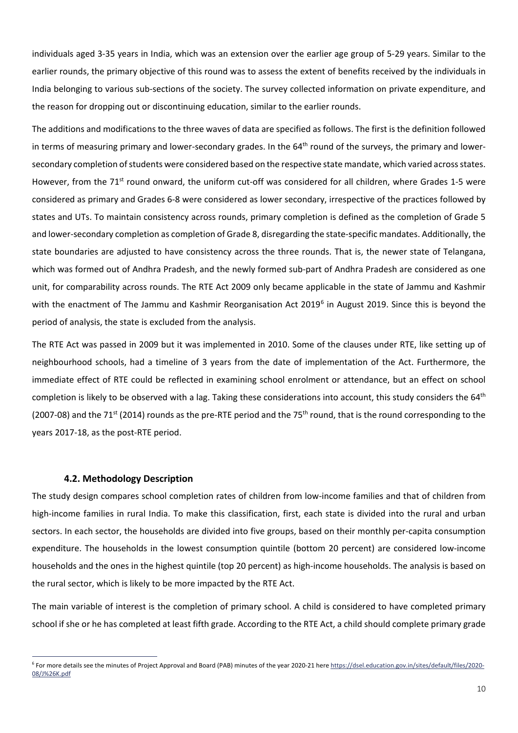individuals aged 3-35 years in India, which was an extension over the earlier age group of 5-29 years. Similar to the earlier rounds, the primary objective of this round was to assess the extent of benefits received by the individuals in India belonging to various sub-sections of the society. The survey collected information on private expenditure, and the reason for dropping out or discontinuing education, similar to the earlier rounds.

The additions and modifications to the three waves of data are specified as follows. The first is the definition followed in terms of measuring primary and lower-secondary grades. In the 64th round of the surveys, the primary and lower-secondary completion of students were considered based on the respective state mandate, which varied across states. However, from the 71st round onward, the uniform cut-off was considered for all children, where Grades 1-5 were considered as primary and Grades 6-8 were considered as lower secondary, irrespective of the practices followed by states and UTs. To maintain consistency across rounds, primary completion is defined as the completion of Grade 5 and lower-secondary completion as completion of Grade 8, disregarding the state-specific mandates. Additionally, the state boundaries are adjusted to have consistency across the three rounds. That is, the newer state of Telangana, which was formed out of Andhra Pradesh, and the newly formed sub-part of Andhra Pradesh are considered as one unit, for comparability across rounds. The RTE Act 2009 only became applicable in the state of Jammu and Kashmir with the enactment of The Jammu and Kashmir Reorganisation Act 2019[6] in August 2019. Since this is beyond the period of analysis, the state is excluded from the analysis.

The RTE Act was passed in 2009 but it was implemented in 2010. Some of the clauses under RTE, like setting up of neighbourhood schools, had a timeline of 3 years from the date of implementation of the Act. Furthermore, the immediate effect of RTE could be reflected in examining school enrolment or attendance, but an effect on school completion is likely to be observed with a lag. Taking these considerations into account, this study considers the 64th (2007-08) and the 71st (2014) rounds as the pre-RTE period and the 75th round, that is the round corresponding to the years 2017-18, as the post-RTE period.

### 4.2. Methodology Description

The study design compares school completion rates of children from low-income families and that of children from high-income families in rural India. To make this classification, first, each state is divided into the rural and urban sectors. In each sector, the households are divided into five groups, based on their monthly per-capita consumption expenditure. The households in the lowest consumption quintile (bottom 20 percent) are considered low-income households and the ones in the highest quintile (top 20 percent) as high-income households. The analysis is based on the rural sector, which is likely to be more impacted by the RTE Act.

The main variable of interest is the completion of primary school. A child is considered to have completed primary school if she or he has completed at least fifth grade. According to the RTE Act, a child should complete primary grade

[6] For more details see the minutes of Project Approval and Board (PAB) minutes of the year 2020-21 here https://dsel.education.gov.in/sites/default/files/2020-08/J%26K.pdf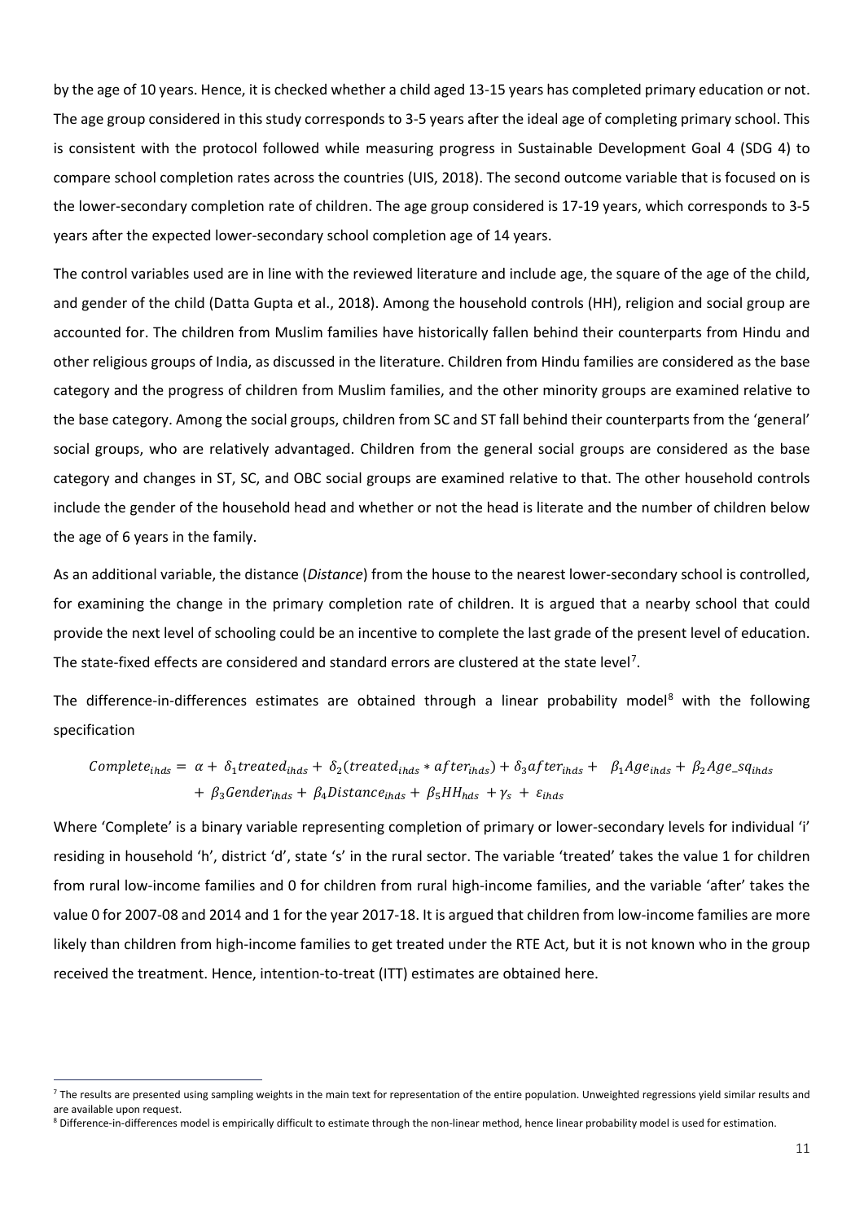by the age of 10 years. Hence, it is checked whether a child aged 13-15 years has completed primary education or not. The age group considered in this study corresponds to 3-5 years after the ideal age of completing primary school. This is consistent with the protocol followed while measuring progress in Sustainable Development Goal 4 (SDG 4) to compare school completion rates across the countries (UIS, 2018). The second outcome variable that is focused on is the lower-secondary completion rate of children. The age group considered is 17-19 years, which corresponds to 3-5 years after the expected lower-secondary school completion age of 14 years.

The control variables used are in line with the reviewed literature and include age, the square of the age of the child, and gender of the child (Datta Gupta et al., 2018). Among the household controls (HH), religion and social group are accounted for. The children from Muslim families have historically fallen behind their counterparts from Hindu and other religious groups of India, as discussed in the literature. Children from Hindu families are considered as the base category and the progress of children from Muslim families, and the other minority groups are examined relative to the base category. Among the social groups, children from SC and ST fall behind their counterparts from the 'general' social groups, who are relatively advantaged. Children from the general social groups are considered as the base category and changes in ST, SC, and OBC social groups are examined relative to that. The other household controls include the gender of the household head and whether or not the head is literate and the number of children below the age of 6 years in the family.

As an additional variable, the distance (*Distance*) from the house to the nearest lower-secondary school is controlled, for examining the change in the primary completion rate of children. It is argued that a nearby school that could provide the next level of schooling could be an incentive to complete the last grade of the present level of education. The state-fixed effects are considered and standard errors are clustered at the state level[7].

The difference-in-differences estimates are obtained through a linear probability model[8] with the following specification

$$Complete_{ihds} = \alpha + \delta_1 treated_{ihds} + \delta_2 (treated_{ihds} * after_{ihds}) + \delta_3 after_{ihds} + \beta_1 Age_{ihds} + \beta_2 Age\_sq_{ihds} + \beta_3 Gender_{ihds} + \beta_4 Distance_{ihds} + \beta_5 HH_{hds} + \gamma_s + \varepsilon_{ihds}$$

Where 'Complete' is a binary variable representing completion of primary or lower-secondary levels for individual 'i' residing in household 'h', district 'd', state 's' in the rural sector. The variable 'treated' takes the value 1 for children from rural low-income families and 0 for children from rural high-income families, and the variable 'after' takes the value 0 for 2007-08 and 2014 and 1 for the year 2017-18. It is argued that children from low-income families are more likely than children from high-income families to get treated under the RTE Act, but it is not known who in the group received the treatment. Hence, intention-to-treat (ITT) estimates are obtained here.

[7] The results are presented using sampling weights in the main text for representation of the entire population. Unweighted regressions yield similar results and are available upon request.

[8] Difference-in-differences model is empirically difficult to estimate through the non-linear method, hence linear probability model is used for estimation.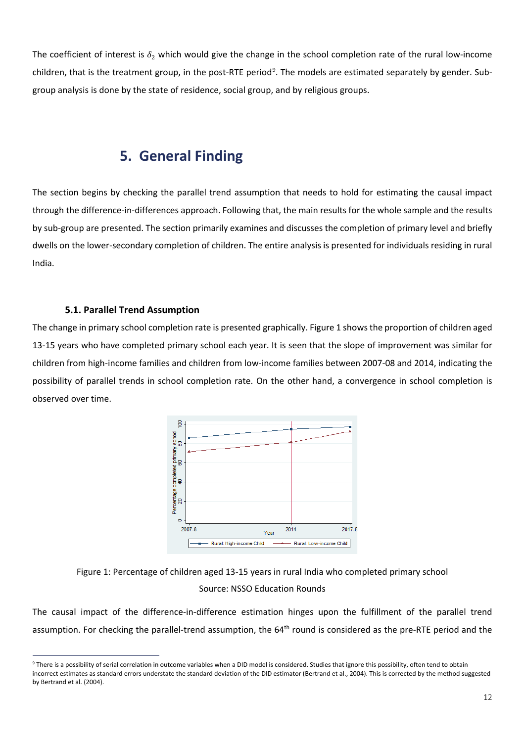The coefficient of interest is $\delta_2$ which would give the change in the school completion rate of the rural low-income children, that is the treatment group, in the post-RTE period[9]. The models are estimated separately by gender. Sub-group analysis is done by the state of residence, social group, and by religious groups.

# 5. General Finding

The section begins by checking the parallel trend assumption that needs to hold for estimating the causal impact through the difference-in-differences approach. Following that, the main results for the whole sample and the results by sub-group are presented. The section primarily examines and discusses the completion of primary level and briefly dwells on the lower-secondary completion of children. The entire analysis is presented for individuals residing in rural India.

### 5.1. Parallel Trend Assumption

The change in primary school completion rate is presented graphically. Figure 1 shows the proportion of children aged 13-15 years who have completed primary school each year. It is seen that the slope of improvement was similar for children from high-income families and children from low-income families between 2007-08 and 2014, indicating the possibility of parallel trends in school completion rate. On the other hand, a convergence in school completion is observed over time.

Figure 1: Percentage of children aged 13-15 years in rural India who completed primary school

Source: NSSO Education Rounds

The causal impact of the difference-in-difference estimation hinges upon the fulfillment of the parallel trend assumption. For checking the parallel-trend assumption, the 64th round is considered as the pre-RTE period and the

[9] There is a possibility of serial correlation in outcome variables when a DID model is considered. Studies that ignore this possibility, often tend to obtain incorrect estimates as standard errors understate the standard deviation of the DID estimator (Bertrand et al., 2004). This is corrected by the method suggested by Bertrand et al. (2004).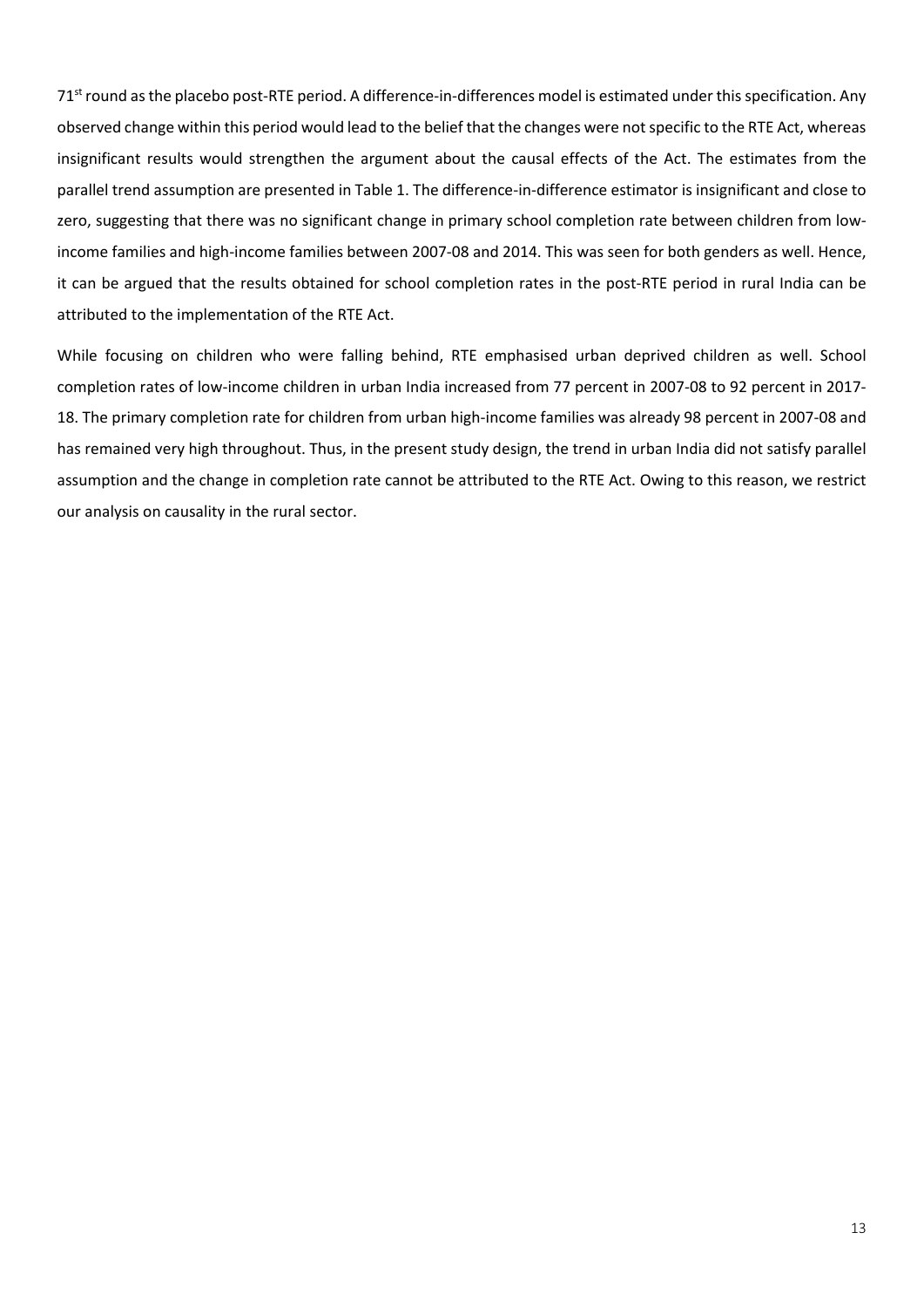71[st] round as the placebo post-RTE period. A difference-in-differences model is estimated under this specification. Any observed change within this period would lead to the belief that the changes were not specific to the RTE Act, whereas insignificant results would strengthen the argument about the causal effects of the Act. The estimates from the parallel trend assumption are presented in Table 1. The difference-in-difference estimator is insignificant and close to zero, suggesting that there was no significant change in primary school completion rate between children from low-income families and high-income families between 2007-08 and 2014. This was seen for both genders as well. Hence, it can be argued that the results obtained for school completion rates in the post-RTE period in rural India can be attributed to the implementation of the RTE Act.

While focusing on children who were falling behind, RTE emphasised urban deprived children as well. School completion rates of low-income children in urban India increased from 77 percent in 2007-08 to 92 percent in 2017-18. The primary completion rate for children from urban high-income families was already 98 percent in 2007-08 and has remained very high throughout. Thus, in the present study design, the trend in urban India did not satisfy parallel assumption and the change in completion rate cannot be attributed to the RTE Act. Owing to this reason, we restrict our analysis on causality in the rural sector.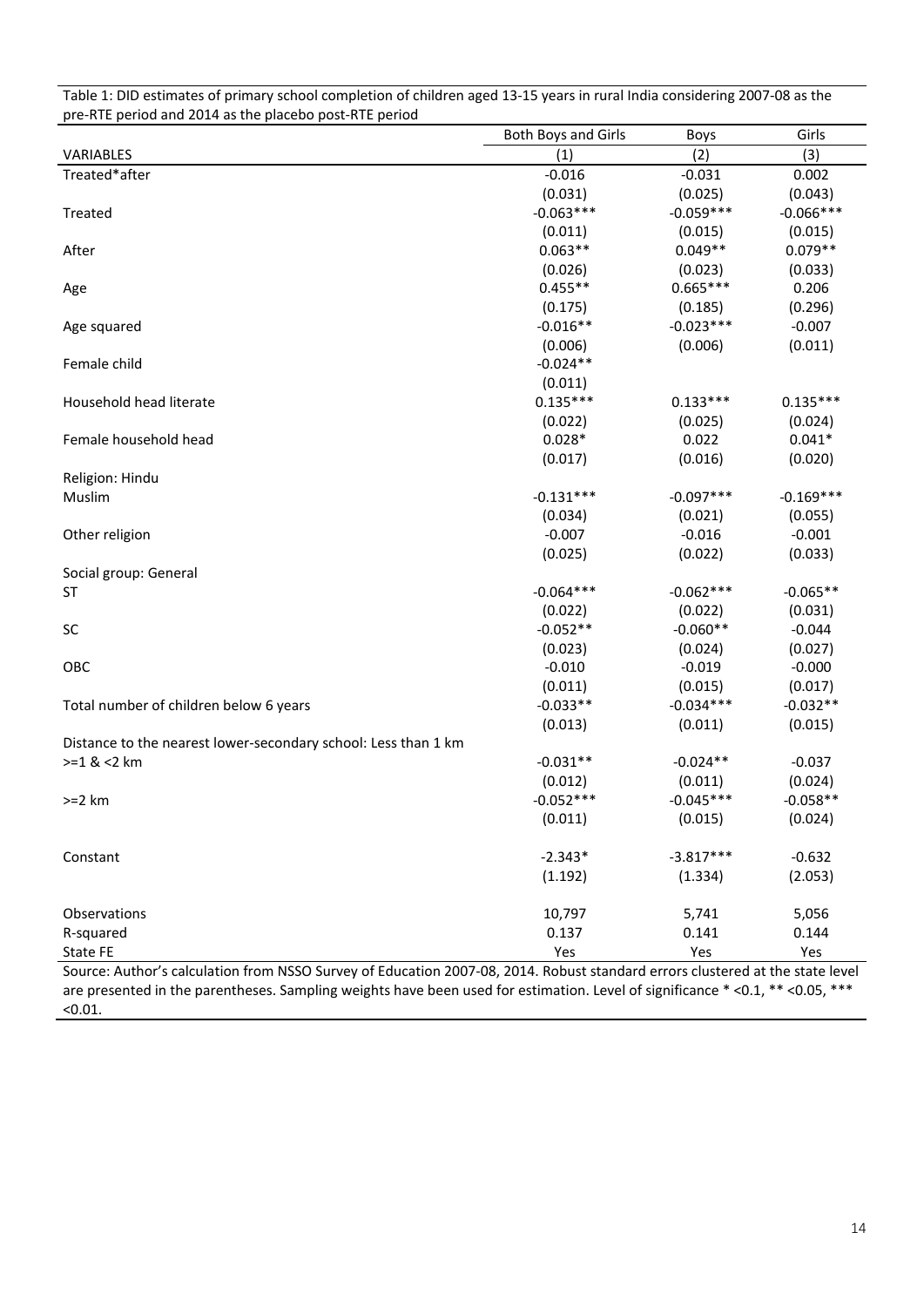Table 1: DID estimates of primary school completion of children aged 13-15 years in rural India considering 2007-08 as the pre-RTE period and 2014 as the placebo post-RTE period

| | Both Boys and Girls | Boys | Girls |
|---|---|---|---|
| VARIABLES | (1) | (2) | (3) |
| Treated*after | -0.016 | -0.031 | 0.002 |
| | (0.031) | (0.025) | (0.043) |
| Treated | -0.063*** | -0.059*** | -0.066*** |
| | (0.011) | (0.015) | (0.015) |
| After | 0.063** | 0.049** | 0.079** |
| | (0.026) | (0.023) | (0.033) |
| Age | 0.455** | 0.665*** | 0.206 |
| | (0.175) | (0.185) | (0.296) |
| Age squared | -0.016** | -0.023*** | -0.007 |
| | (0.006) | (0.006) | (0.011) |
| Female child | -0.024** | | |
| | (0.011) | | |
| Household head literate | 0.135*** | 0.133*** | 0.135*** |
| | (0.022) | (0.025) | (0.024) |
| Female household head | 0.028* | 0.022 | 0.041* |
| | (0.017) | (0.016) | (0.020) |
| Religion: Hindu | | | |
| Muslim | -0.131*** | -0.097*** | -0.169*** |
| | (0.034) | (0.021) | (0.055) |
| Other religion | -0.007 | -0.016 | -0.001 |
| | (0.025) | (0.022) | (0.033) |
| Social group: General | | | |
| ST | -0.064*** | -0.062*** | -0.065** |
| | (0.022) | (0.022) | (0.031) |
| SC | -0.052** | -0.060** | -0.044 |
| | (0.023) | (0.024) | (0.027) |
| OBC | -0.010 | -0.019 | -0.000 |
| | (0.011) | (0.015) | (0.017) |
| Total number of children below 6 years | -0.033** | -0.034*** | -0.032** |
| | (0.013) | (0.011) | (0.015) |
| Distance to the nearest lower-secondary school: Less than 1 km | | | |
| >=1 & <2 km | -0.031** | -0.024** | -0.037 |
| | (0.012) | (0.011) | (0.024) |
| >=2 km | -0.052*** | -0.045*** | -0.058** |
| | (0.011) | (0.015) | (0.024) |
| Constant | -2.343* | -3.817*** | -0.632 |
| | (1.192) | (1.334) | (2.053) |
| Observations | 10,797 | 5,741 | 5,056 |
| R-squared | 0.137 | 0.141 | 0.144 |
| State FE | Yes | Yes | Yes |

Source: Author's calculation from NSSO Survey of Education 2007-08, 2014. Robust standard errors clustered at the state level are presented in the parentheses. Sampling weights have been used for estimation. Level of significance * <0.1, ** <0.05, *** <0.01.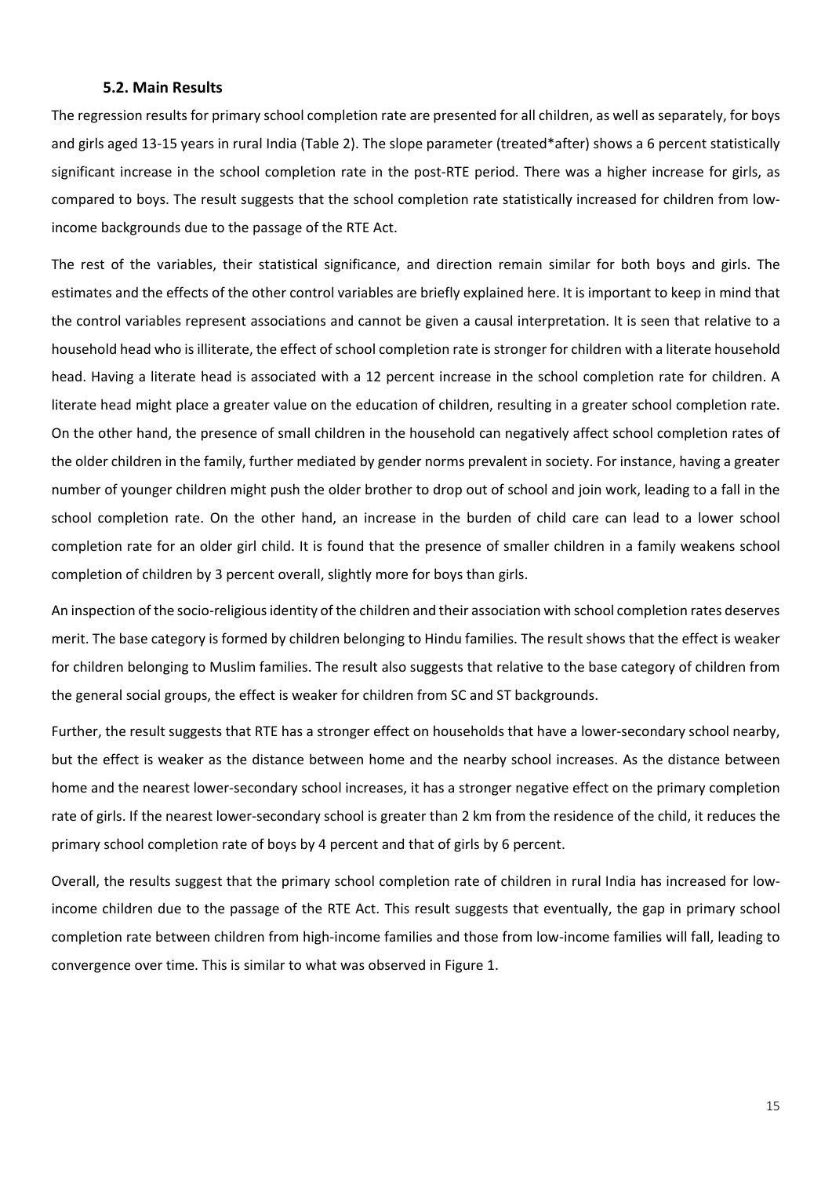### 5.2. Main Results

The regression results for primary school completion rate are presented for all children, as well as separately, for boys and girls aged 13-15 years in rural India (Table 2). The slope parameter (treated*after) shows a 6 percent statistically significant increase in the school completion rate in the post-RTE period. There was a higher increase for girls, as compared to boys. The result suggests that the school completion rate statistically increased for children from low-income backgrounds due to the passage of the RTE Act.

The rest of the variables, their statistical significance, and direction remain similar for both boys and girls. The estimates and the effects of the other control variables are briefly explained here. It is important to keep in mind that the control variables represent associations and cannot be given a causal interpretation. It is seen that relative to a household head who is illiterate, the effect of school completion rate is stronger for children with a literate household head. Having a literate head is associated with a 12 percent increase in the school completion rate for children. A literate head might place a greater value on the education of children, resulting in a greater school completion rate. On the other hand, the presence of small children in the household can negatively affect school completion rates of the older children in the family, further mediated by gender norms prevalent in society. For instance, having a greater number of younger children might push the older brother to drop out of school and join work, leading to a fall in the school completion rate. On the other hand, an increase in the burden of child care can lead to a lower school completion rate for an older girl child. It is found that the presence of smaller children in a family weakens school completion of children by 3 percent overall, slightly more for boys than girls.

An inspection of the socio-religious identity of the children and their association with school completion rates deserves merit. The base category is formed by children belonging to Hindu families. The result shows that the effect is weaker for children belonging to Muslim families. The result also suggests that relative to the base category of children from the general social groups, the effect is weaker for children from SC and ST backgrounds.

Further, the result suggests that RTE has a stronger effect on households that have a lower-secondary school nearby, but the effect is weaker as the distance between home and the nearby school increases. As the distance between home and the nearest lower-secondary school increases, it has a stronger negative effect on the primary completion rate of girls. If the nearest lower-secondary school is greater than 2 km from the residence of the child, it reduces the primary school completion rate of boys by 4 percent and that of girls by 6 percent.

Overall, the results suggest that the primary school completion rate of children in rural India has increased for low-income children due to the passage of the RTE Act. This result suggests that eventually, the gap in primary school completion rate between children from high-income families and those from low-income families will fall, leading to convergence over time. This is similar to what was observed in Figure 1.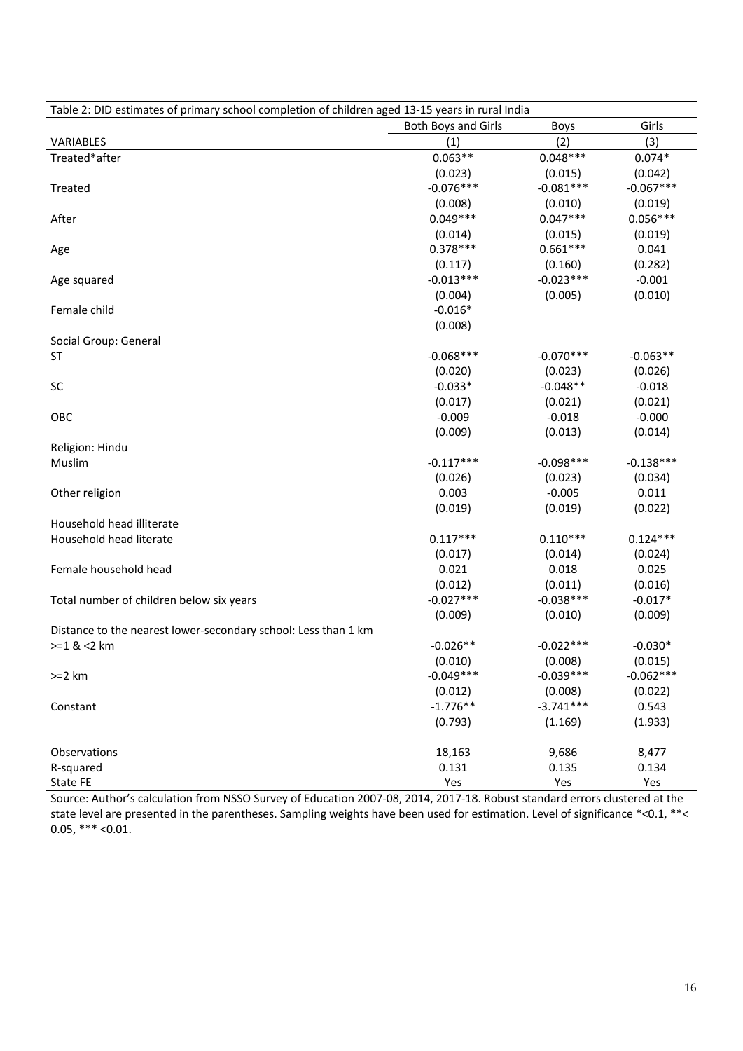Table 2: DID estimates of primary school completion of children aged 13-15 years in rural India

| | Both Boys and Girls | Boys | Girls |
|---|---|---|---|
| VARIABLES | (1) | (2) | (3) |
| Treated*after | 0.063** | 0.048*** | 0.074* |
| | (0.023) | (0.015) | (0.042) |
| Treated | -0.076*** | -0.081*** | -0.067*** |
| | (0.008) | (0.010) | (0.019) |
| After | 0.049*** | 0.047*** | 0.056*** |
| | (0.014) | (0.015) | (0.019) |
| Age | 0.378*** | 0.661*** | 0.041 |
| | (0.117) | (0.160) | (0.282) |
| Age squared | -0.013*** | -0.023*** | -0.001 |
| | (0.004) | (0.005) | (0.010) |
| Female child | -0.016* | | |
| | (0.008) | | |
| Social Group: General | | | |
| ST | -0.068*** | -0.070*** | -0.063** |
| | (0.020) | (0.023) | (0.026) |
| SC | -0.033* | -0.048** | -0.018 |
| | (0.017) | (0.021) | (0.021) |
| OBC | -0.009 | -0.018 | -0.000 |
| | (0.009) | (0.013) | (0.014) |
| Religion: Hindu | | | |
| Muslim | -0.117*** | -0.098*** | -0.138*** |
| | (0.026) | (0.023) | (0.034) |
| Other religion | 0.003 | -0.005 | 0.011 |
| | (0.019) | (0.019) | (0.022) |
| Household head illiterate | | | |
| Household head literate | 0.117*** | 0.110*** | 0.124*** |
| | (0.017) | (0.014) | (0.024) |
| Female household head | 0.021 | 0.018 | 0.025 |
| | (0.012) | (0.011) | (0.016) |
| Total number of children below six years | -0.027*** | -0.038*** | -0.017* |
| | (0.009) | (0.010) | (0.009) |
| Distance to the nearest lower-secondary school: Less than 1 km | | | |
| >=1 & <2 km | -0.026** | -0.022*** | -0.030* |
| | (0.010) | (0.008) | (0.015) |
| >=2 km | -0.049*** | -0.039*** | -0.062*** |
| | (0.012) | (0.008) | (0.022) |
| Constant | -1.776** | -3.741*** | 0.543 |
| | (0.793) | (1.169) | (1.933) |
| Observations | 18,163 | 9,686 | 8,477 |
| R-squared | 0.131 | 0.135 | 0.134 |
| State FE | Yes | Yes | Yes |

Source: Author's calculation from NSSO Survey of Education 2007-08, 2014, 2017-18. Robust standard errors clustered at the state level are presented in the parentheses. Sampling weights have been used for estimation. Level of significance *<0.1, **< 0.05, *** <0.01.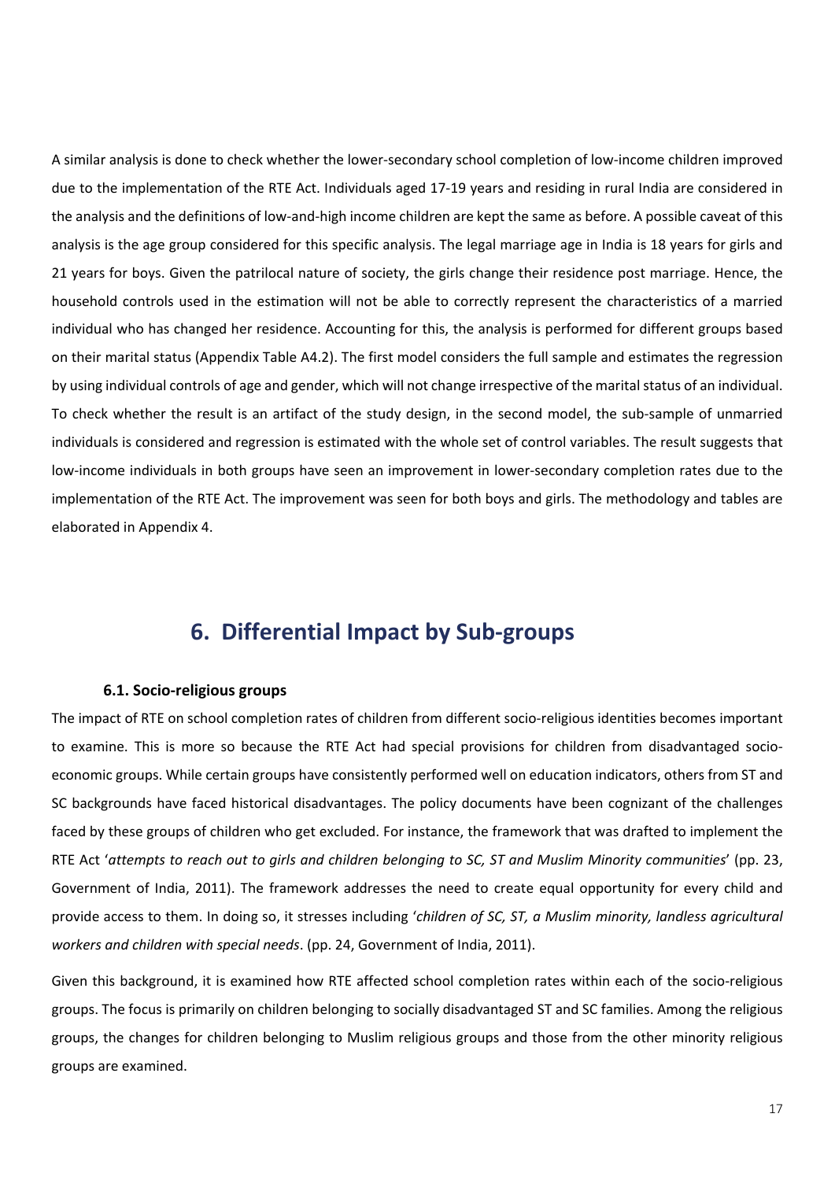A similar analysis is done to check whether the lower-secondary school completion of low-income children improved due to the implementation of the RTE Act. Individuals aged 17-19 years and residing in rural India are considered in the analysis and the definitions of low-and-high income children are kept the same as before. A possible caveat of this analysis is the age group considered for this specific analysis. The legal marriage age in India is 18 years for girls and 21 years for boys. Given the patrilocal nature of society, the girls change their residence post marriage. Hence, the household controls used in the estimation will not be able to correctly represent the characteristics of a married individual who has changed her residence. Accounting for this, the analysis is performed for different groups based on their marital status (Appendix Table A4.2). The first model considers the full sample and estimates the regression by using individual controls of age and gender, which will not change irrespective of the marital status of an individual. To check whether the result is an artifact of the study design, in the second model, the sub-sample of unmarried individuals is considered and regression is estimated with the whole set of control variables. The result suggests that low-income individuals in both groups have seen an improvement in lower-secondary completion rates due to the implementation of the RTE Act. The improvement was seen for both boys and girls. The methodology and tables are elaborated in Appendix 4.

# 6. Differential Impact by Sub-groups

### 6.1. Socio-religious groups

The impact of RTE on school completion rates of children from different socio-religious identities becomes important to examine. This is more so because the RTE Act had special provisions for children from disadvantaged socio-economic groups. While certain groups have consistently performed well on education indicators, others from ST and SC backgrounds have faced historical disadvantages. The policy documents have been cognizant of the challenges faced by these groups of children who get excluded. For instance, the framework that was drafted to implement the RTE Act '*attempts to reach out to girls and children belonging to SC, ST and Muslim Minority communities*' (pp. 23, Government of India, 2011). The framework addresses the need to create equal opportunity for every child and provide access to them. In doing so, it stresses including '*children of SC, ST, a Muslim minority, landless agricultural workers and children with special needs*. (pp. 24, Government of India, 2011).

Given this background, it is examined how RTE affected school completion rates within each of the socio-religious groups. The focus is primarily on children belonging to socially disadvantaged ST and SC families. Among the religious groups, the changes for children belonging to Muslim religious groups and those from the other minority religious groups are examined.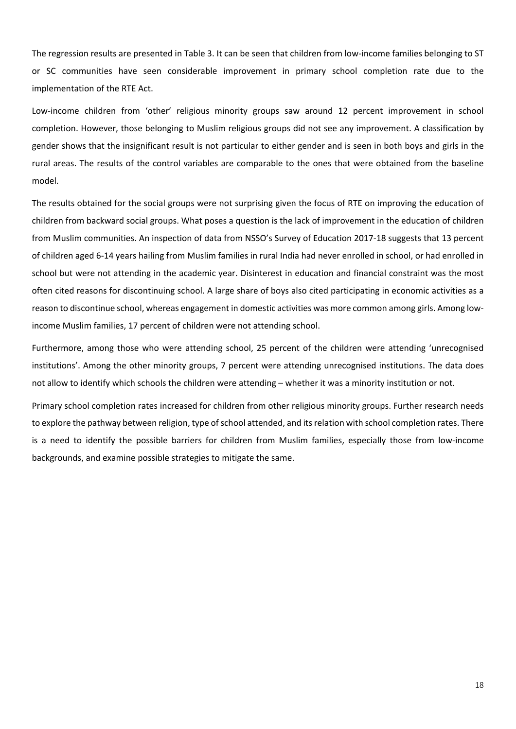The regression results are presented in Table 3. It can be seen that children from low-income families belonging to ST or SC communities have seen considerable improvement in primary school completion rate due to the implementation of the RTE Act.

Low-income children from 'other' religious minority groups saw around 12 percent improvement in school completion. However, those belonging to Muslim religious groups did not see any improvement. A classification by gender shows that the insignificant result is not particular to either gender and is seen in both boys and girls in the rural areas. The results of the control variables are comparable to the ones that were obtained from the baseline model.

The results obtained for the social groups were not surprising given the focus of RTE on improving the education of children from backward social groups. What poses a question is the lack of improvement in the education of children from Muslim communities. An inspection of data from NSSO's Survey of Education 2017-18 suggests that 13 percent of children aged 6-14 years hailing from Muslim families in rural India had never enrolled in school, or had enrolled in school but were not attending in the academic year. Disinterest in education and financial constraint was the most often cited reasons for discontinuing school. A large share of boys also cited participating in economic activities as a reason to discontinue school, whereas engagement in domestic activities was more common among girls. Among low-income Muslim families, 17 percent of children were not attending school.

Furthermore, among those who were attending school, 25 percent of the children were attending 'unrecognised institutions'. Among the other minority groups, 7 percent were attending unrecognised institutions. The data does not allow to identify which schools the children were attending – whether it was a minority institution or not.

Primary school completion rates increased for children from other religious minority groups. Further research needs to explore the pathway between religion, type of school attended, and its relation with school completion rates. There is a need to identify the possible barriers for children from Muslim families, especially those from low-income backgrounds, and examine possible strategies to mitigate the same.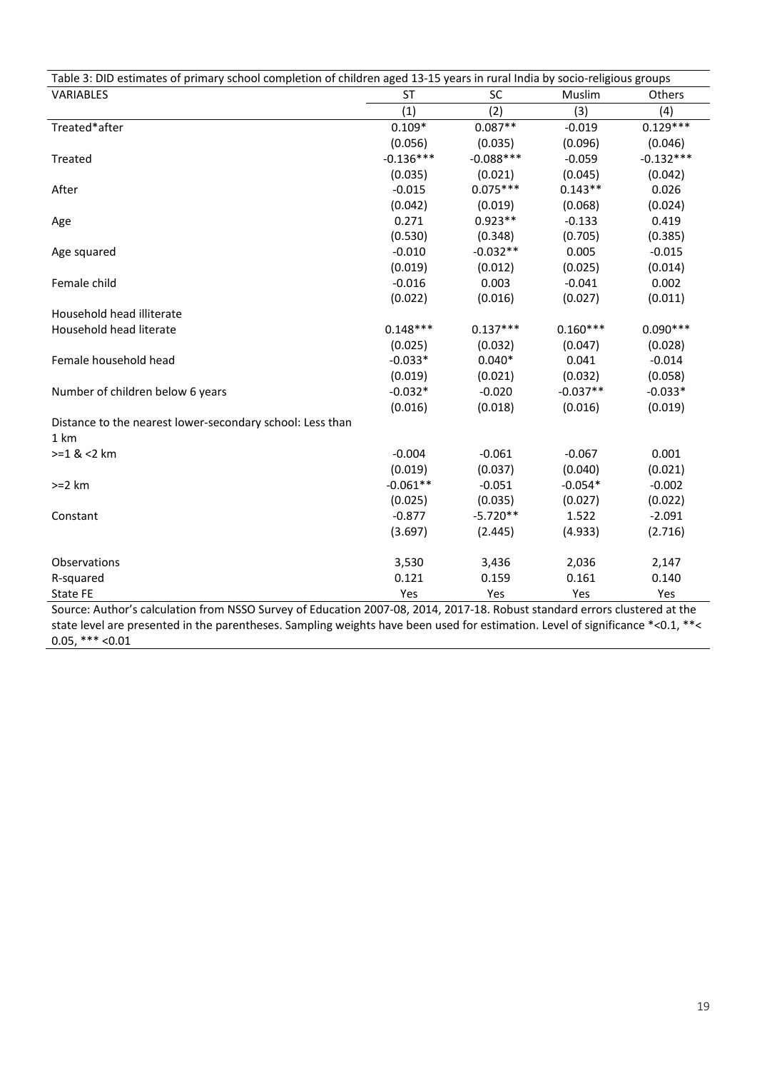Table 3: DID estimates of primary school completion of children aged 13-15 years in rural India by socio-religious groups

| VARIABLES | ST | SC | Muslim | Others |
|---|---|---|---|---|
| | (1) | (2) | (3) | (4) |
| Treated*after | 0.109* | 0.087** | -0.019 | 0.129*** |
| | (0.056) | (0.035) | (0.096) | (0.046) |
| Treated | -0.136*** | -0.088*** | -0.059 | -0.132*** |
| | (0.035) | (0.021) | (0.045) | (0.042) |
| After | -0.015 | 0.075*** | 0.143** | 0.026 |
| | (0.042) | (0.019) | (0.068) | (0.024) |
| Age | 0.271 | 0.923** | -0.133 | 0.419 |
| | (0.530) | (0.348) | (0.705) | (0.385) |
| Age squared | -0.010 | -0.032** | 0.005 | -0.015 |
| | (0.019) | (0.012) | (0.025) | (0.014) |
| Female child | -0.016 | 0.003 | -0.041 | 0.002 |
| | (0.022) | (0.016) | (0.027) | (0.011) |
| Household head illiterate | | | | |
| Household head literate | 0.148*** | 0.137*** | 0.160*** | 0.090*** |
| | (0.025) | (0.032) | (0.047) | (0.028) |
| Female household head | -0.033* | 0.040* | 0.041 | -0.014 |
| | (0.019) | (0.021) | (0.032) | (0.058) |
| Number of children below 6 years | -0.032* | -0.020 | -0.037** | -0.033* |
| | (0.016) | (0.018) | (0.016) | (0.019) |
| Distance to the nearest lower-secondary school: Less than 1 km | | | | |
| >=1 & <2 km | -0.004 | -0.061 | -0.067 | 0.001 |
| | (0.019) | (0.037) | (0.040) | (0.021) |
| >=2 km | -0.061** | -0.051 | -0.054* | -0.002 |
| | (0.025) | (0.035) | (0.027) | (0.022) |
| Constant | -0.877 | -5.720** | 1.522 | -2.091 |
| | (3.697) | (2.445) | (4.933) | (2.716) |
| Observations | 3,530 | 3,436 | 2,036 | 2,147 |
| R-squared | 0.121 | 0.159 | 0.161 | 0.140 |
| State FE | Yes | Yes | Yes | Yes |

Source: Author's calculation from NSSO Survey of Education 2007-08, 2014, 2017-18. Robust standard errors clustered at the state level are presented in the parentheses. Sampling weights have been used for estimation. Level of significance *<0.1, **< 0.05, *** <0.01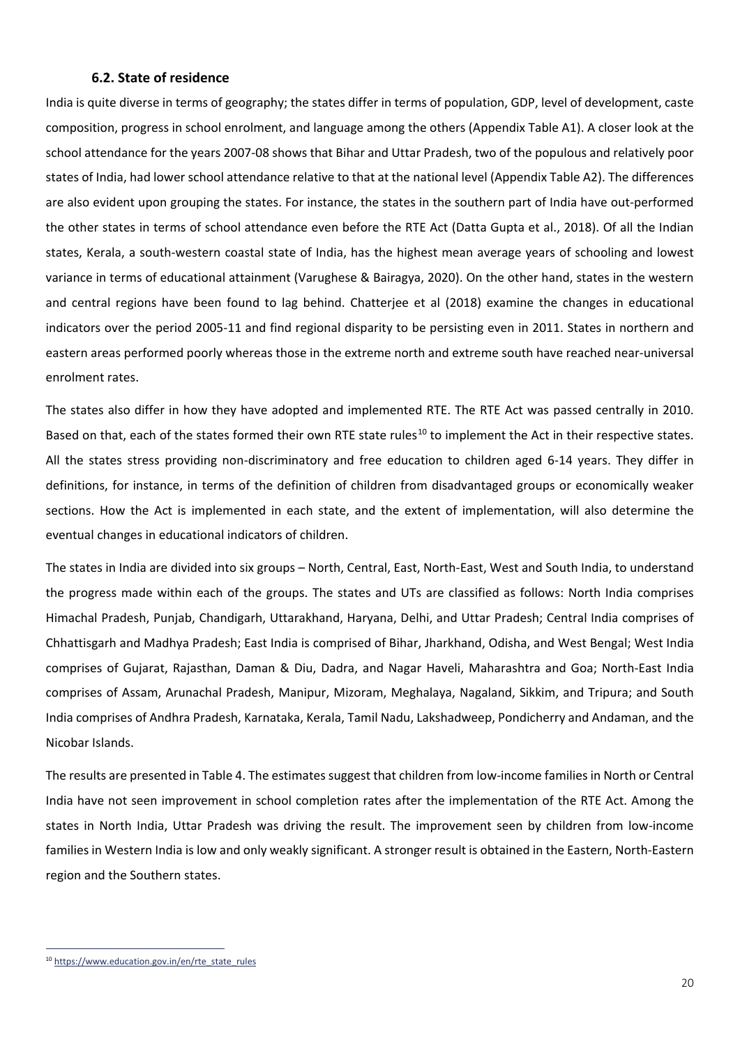### 6.2. State of residence

India is quite diverse in terms of geography; the states differ in terms of population, GDP, level of development, caste composition, progress in school enrolment, and language among the others (Appendix Table A1). A closer look at the school attendance for the years 2007-08 shows that Bihar and Uttar Pradesh, two of the populous and relatively poor states of India, had lower school attendance relative to that at the national level (Appendix Table A2). The differences are also evident upon grouping the states. For instance, the states in the southern part of India have out-performed the other states in terms of school attendance even before the RTE Act (Datta Gupta et al., 2018). Of all the Indian states, Kerala, a south-western coastal state of India, has the highest mean average years of schooling and lowest variance in terms of educational attainment (Varughese & Bairagya, 2020). On the other hand, states in the western and central regions have been found to lag behind. Chatterjee et al (2018) examine the changes in educational indicators over the period 2005-11 and find regional disparity to be persisting even in 2011. States in northern and eastern areas performed poorly whereas those in the extreme north and extreme south have reached near-universal enrolment rates.

The states also differ in how they have adopted and implemented RTE. The RTE Act was passed centrally in 2010. Based on that, each of the states formed their own RTE state rules[10] to implement the Act in their respective states. All the states stress providing non-discriminatory and free education to children aged 6-14 years. They differ in definitions, for instance, in terms of the definition of children from disadvantaged groups or economically weaker sections. How the Act is implemented in each state, and the extent of implementation, will also determine the eventual changes in educational indicators of children.

The states in India are divided into six groups – North, Central, East, North-East, West and South India, to understand the progress made within each of the groups. The states and UTs are classified as follows: North India comprises Himachal Pradesh, Punjab, Chandigarh, Uttarakhand, Haryana, Delhi, and Uttar Pradesh; Central India comprises of Chhattisgarh and Madhya Pradesh; East India is comprised of Bihar, Jharkhand, Odisha, and West Bengal; West India comprises of Gujarat, Rajasthan, Daman & Diu, Dadra, and Nagar Haveli, Maharashtra and Goa; North-East India comprises of Assam, Arunachal Pradesh, Manipur, Mizoram, Meghalaya, Nagaland, Sikkim, and Tripura; and South India comprises of Andhra Pradesh, Karnataka, Kerala, Tamil Nadu, Lakshadweep, Pondicherry and Andaman, and the Nicobar Islands.

The results are presented in Table 4. The estimates suggest that children from low-income families in North or Central India have not seen improvement in school completion rates after the implementation of the RTE Act. Among the states in North India, Uttar Pradesh was driving the result. The improvement seen by children from low-income families in Western India is low and only weakly significant. A stronger result is obtained in the Eastern, North-Eastern region and the Southern states.

[10] https://www.education.gov.in/en/rte_state_rules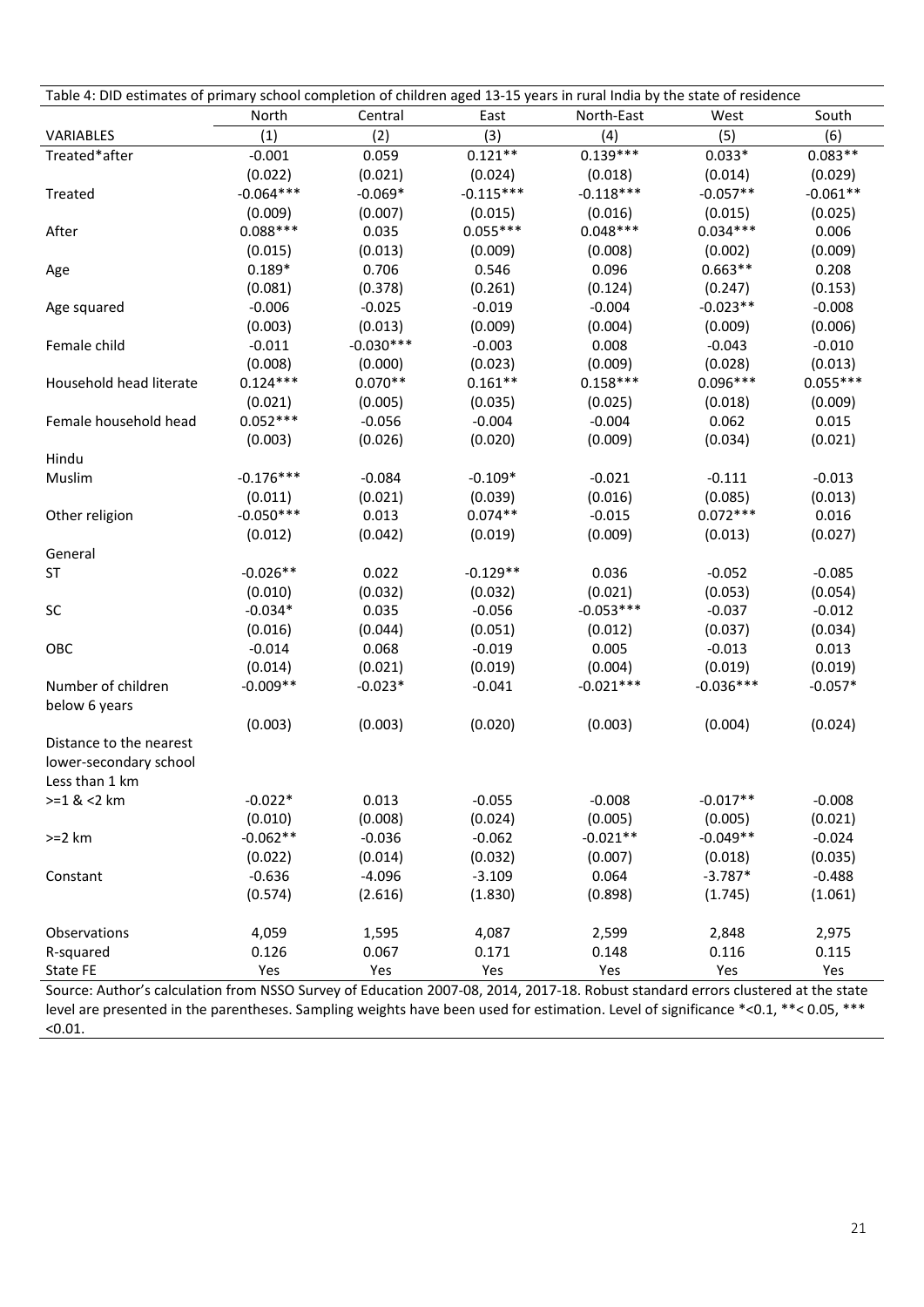Table 4: DID estimates of primary school completion of children aged 13-15 years in rural India by the state of residence

| | North | Central | East | North-East | West | South |
|---|---|---|---|---|---|---|
| VARIABLES | (1) | (2) | (3) | (4) | (5) | (6) |
| Treated*after | -0.001 | 0.059 | 0.121** | 0.139*** | 0.033* | 0.083** |
| | (0.022) | (0.021) | (0.024) | (0.018) | (0.014) | (0.029) |
| Treated | -0.064*** | -0.069* | -0.115*** | -0.118*** | -0.057** | -0.061** |
| | (0.009) | (0.007) | (0.015) | (0.016) | (0.015) | (0.025) |
| After | 0.088*** | 0.035 | 0.055*** | 0.048*** | 0.034*** | 0.006 |
| | (0.015) | (0.013) | (0.009) | (0.008) | (0.002) | (0.009) |
| Age | 0.189* | 0.706 | 0.546 | 0.096 | 0.663** | 0.208 |
| | (0.081) | (0.378) | (0.261) | (0.124) | (0.247) | (0.153) |
| Age squared | -0.006 | -0.025 | -0.019 | -0.004 | -0.023** | -0.008 |
| | (0.003) | (0.013) | (0.009) | (0.004) | (0.009) | (0.006) |
| Female child | -0.011 | -0.030*** | -0.003 | 0.008 | -0.043 | -0.010 |
| | (0.008) | (0.000) | (0.023) | (0.009) | (0.028) | (0.013) |
| Household head literate | 0.124*** | 0.070** | 0.161** | 0.158*** | 0.096*** | 0.055*** |
| | (0.021) | (0.005) | (0.035) | (0.025) | (0.018) | (0.009) |
| Female household head | 0.052*** | -0.056 | -0.004 | -0.004 | 0.062 | 0.015 |
| | (0.003) | (0.026) | (0.020) | (0.009) | (0.034) | (0.021) |
| Hindu | | | | | | |
| Muslim | -0.176*** | -0.084 | -0.109* | -0.021 | -0.111 | -0.013 |
| | (0.011) | (0.021) | (0.039) | (0.016) | (0.085) | (0.013) |
| Other religion | -0.050*** | 0.013 | 0.074** | -0.015 | 0.072*** | 0.016 |
| | (0.012) | (0.042) | (0.019) | (0.009) | (0.013) | (0.027) |
| General | | | | | | |
| ST | -0.026** | 0.022 | -0.129** | 0.036 | -0.052 | -0.085 |
| | (0.010) | (0.032) | (0.032) | (0.021) | (0.053) | (0.054) |
| SC | -0.034* | 0.035 | -0.056 | -0.053*** | -0.037 | -0.012 |
| | (0.016) | (0.044) | (0.051) | (0.012) | (0.037) | (0.034) |
| OBC | -0.014 | 0.068 | -0.019 | 0.005 | -0.013 | 0.013 |
| | (0.014) | (0.021) | (0.019) | (0.004) | (0.019) | (0.019) |
| Number of children below 6 years | -0.009** | -0.023* | -0.041 | -0.021*** | -0.036*** | -0.057* |
| | (0.003) | (0.003) | (0.020) | (0.003) | (0.004) | (0.024) |
| Distance to the nearest lower-secondary school | | | | | | |
| Less than 1 km | | | | | | |
| >=1 & <2 km | -0.022* | 0.013 | -0.055 | -0.008 | -0.017** | -0.008 |
| | (0.010) | (0.008) | (0.024) | (0.005) | (0.005) | (0.021) |
| >=2 km | -0.062** | -0.036 | -0.062 | -0.021** | -0.049** | -0.024 |
| | (0.022) | (0.014) | (0.032) | (0.007) | (0.018) | (0.035) |
| Constant | -0.636 | -4.096 | -3.109 | 0.064 | -3.787* | -0.488 |
| | (0.574) | (2.616) | (1.830) | (0.898) | (1.745) | (1.061) |
| Observations | 4,059 | 1,595 | 4,087 | 2,599 | 2,848 | 2,975 |
| R-squared | 0.126 | 0.067 | 0.171 | 0.148 | 0.116 | 0.115 |
| State FE | Yes | Yes | Yes | Yes | Yes | Yes |

Source: Author's calculation from NSSO Survey of Education 2007-08, 2014, 2017-18. Robust standard errors clustered at the state level are presented in the parentheses. Sampling weights have been used for estimation. Level of significance *<0.1, **< 0.05, *** <0.01.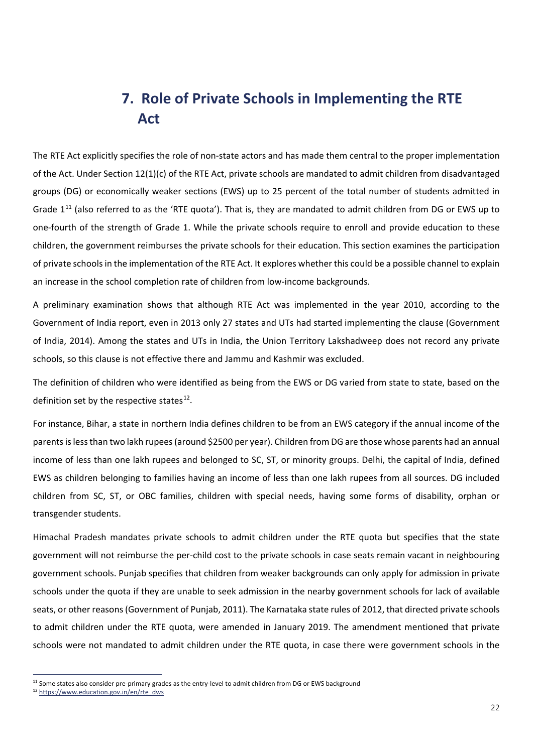# 7. Role of Private Schools in Implementing the RTE Act

The RTE Act explicitly specifies the role of non-state actors and has made them central to the proper implementation of the Act. Under Section 12(1)(c) of the RTE Act, private schools are mandated to admit children from disadvantaged groups (DG) or economically weaker sections (EWS) up to 25 percent of the total number of students admitted in Grade 1[11] (also referred to as the 'RTE quota'). That is, they are mandated to admit children from DG or EWS up to one-fourth of the strength of Grade 1. While the private schools require to enroll and provide education to these children, the government reimburses the private schools for their education. This section examines the participation of private schools in the implementation of the RTE Act. It explores whether this could be a possible channel to explain an increase in the school completion rate of children from low-income backgrounds.

A preliminary examination shows that although RTE Act was implemented in the year 2010, according to the Government of India report, even in 2013 only 27 states and UTs had started implementing the clause (Government of India, 2014). Among the states and UTs in India, the Union Territory Lakshadweep does not record any private schools, so this clause is not effective there and Jammu and Kashmir was excluded.

The definition of children who were identified as being from the EWS or DG varied from state to state, based on the definition set by the respective states[12].

For instance, Bihar, a state in northern India defines children to be from an EWS category if the annual income of the parents is less than two lakh rupees (around $2500 per year). Children from DG are those whose parents had an annual income of less than one lakh rupees and belonged to SC, ST, or minority groups. Delhi, the capital of India, defined EWS as children belonging to families having an income of less than one lakh rupees from all sources. DG included children from SC, ST, or OBC families, children with special needs, having some forms of disability, orphan or transgender students.

Himachal Pradesh mandates private schools to admit children under the RTE quota but specifies that the state government will not reimburse the per-child cost to the private schools in case seats remain vacant in neighbouring government schools. Punjab specifies that children from weaker backgrounds can only apply for admission in private schools under the quota if they are unable to seek admission in the nearby government schools for lack of available seats, or other reasons (Government of Punjab, 2011). The Karnataka state rules of 2012, that directed private schools to admit children under the RTE quota, were amended in January 2019. The amendment mentioned that private schools were not mandated to admit children under the RTE quota, in case there were government schools in the

---

[11] Some states also consider pre-primary grades as the entry-level to admit children from DG or EWS background

[12] https://www.education.gov.in/en/rte_dws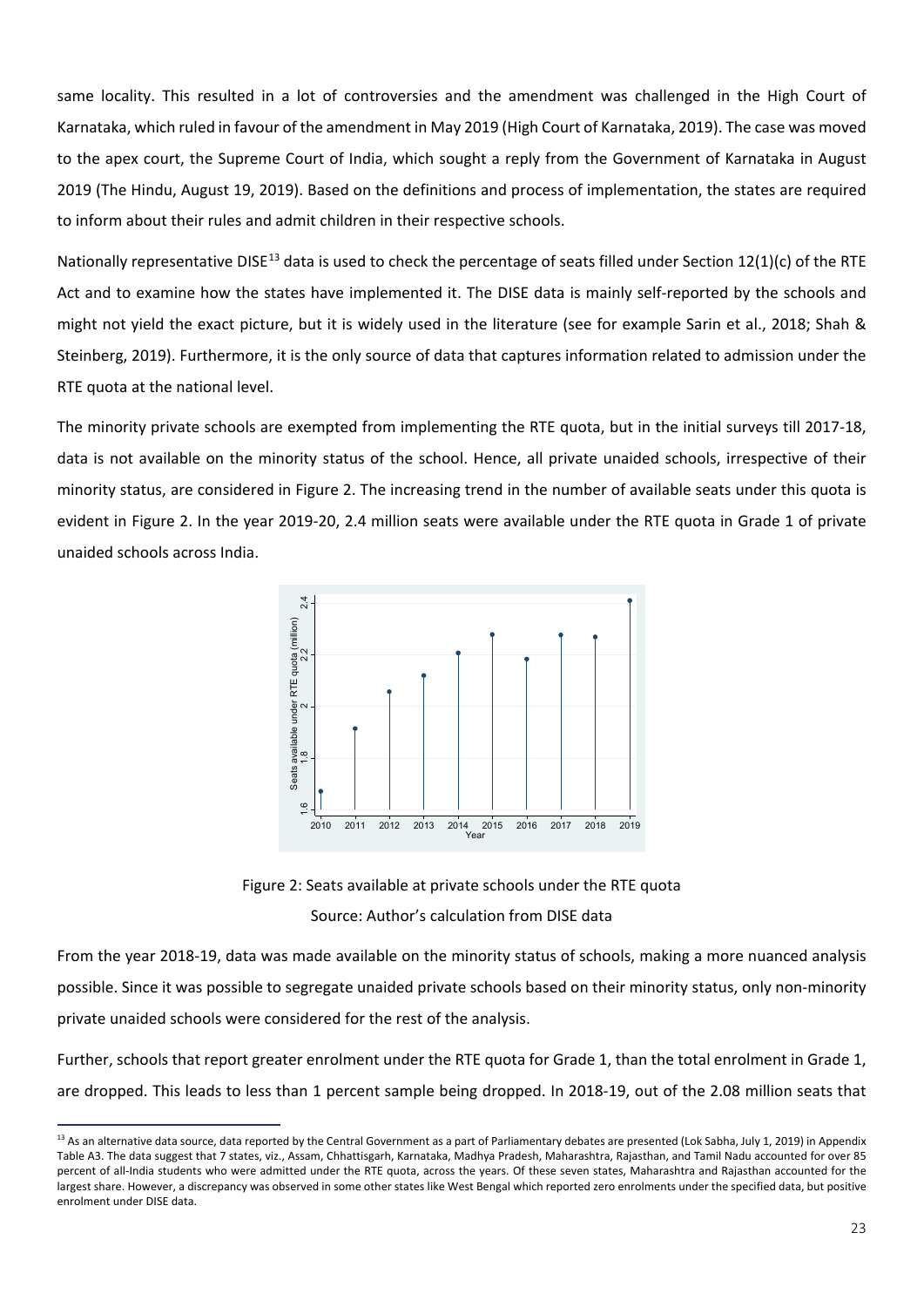same locality. This resulted in a lot of controversies and the amendment was challenged in the High Court of Karnataka, which ruled in favour of the amendment in May 2019 (High Court of Karnataka, 2019). The case was moved to the apex court, the Supreme Court of India, which sought a reply from the Government of Karnataka in August 2019 (The Hindu, August 19, 2019). Based on the definitions and process of implementation, the states are required to inform about their rules and admit children in their respective schools.

Nationally representative DISE[13] data is used to check the percentage of seats filled under Section 12(1)(c) of the RTE Act and to examine how the states have implemented it. The DISE data is mainly self-reported by the schools and might not yield the exact picture, but it is widely used in the literature (see for example Sarin et al., 2018; Shah & Steinberg, 2019). Furthermore, it is the only source of data that captures information related to admission under the RTE quota at the national level.

The minority private schools are exempted from implementing the RTE quota, but in the initial surveys till 2017-18, data is not available on the minority status of the school. Hence, all private unaided schools, irrespective of their minority status, are considered in Figure 2. The increasing trend in the number of available seats under this quota is evident in Figure 2. In the year 2019-20, 2.4 million seats were available under the RTE quota in Grade 1 of private unaided schools across India.

Figure 2: Seats available at private schools under the RTE quota

Source: Author's calculation from DISE data

From the year 2018-19, data was made available on the minority status of schools, making a more nuanced analysis possible. Since it was possible to segregate unaided private schools based on their minority status, only non-minority private unaided schools were considered for the rest of the analysis.

Further, schools that report greater enrolment under the RTE quota for Grade 1, than the total enrolment in Grade 1, are dropped. This leads to less than 1 percent sample being dropped. In 2018-19, out of the 2.08 million seats that

[13] As an alternative data source, data reported by the Central Government as a part of Parliamentary debates are presented (Lok Sabha, July 1, 2019) in Appendix Table A3. The data suggest that 7 states, viz., Assam, Chhattisgarh, Karnataka, Madhya Pradesh, Maharashtra, Rajasthan, and Tamil Nadu accounted for over 85 percent of all-India students who were admitted under the RTE quota, across the years. Of these seven states, Maharashtra and Rajasthan accounted for the largest share. However, a discrepancy was observed in some other states like West Bengal which reported zero enrolments under the specified data, but positive enrolment under DISE data.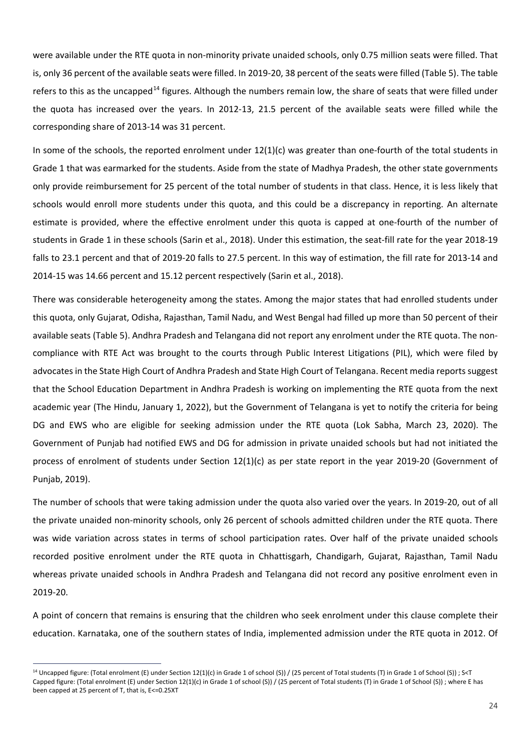were available under the RTE quota in non-minority private unaided schools, only 0.75 million seats were filled. That is, only 36 percent of the available seats were filled. In 2019-20, 38 percent of the seats were filled (Table 5). The table refers to this as the uncapped[14] figures. Although the numbers remain low, the share of seats that were filled under the quota has increased over the years. In 2012-13, 21.5 percent of the available seats were filled while the corresponding share of 2013-14 was 31 percent.

In some of the schools, the reported enrolment under 12(1)(c) was greater than one-fourth of the total students in Grade 1 that was earmarked for the students. Aside from the state of Madhya Pradesh, the other state governments only provide reimbursement for 25 percent of the total number of students in that class. Hence, it is less likely that schools would enroll more students under this quota, and this could be a discrepancy in reporting. An alternate estimate is provided, where the effective enrolment under this quota is capped at one-fourth of the number of students in Grade 1 in these schools (Sarin et al., 2018). Under this estimation, the seat-fill rate for the year 2018-19 falls to 23.1 percent and that of 2019-20 falls to 27.5 percent. In this way of estimation, the fill rate for 2013-14 and 2014-15 was 14.66 percent and 15.12 percent respectively (Sarin et al., 2018).

There was considerable heterogeneity among the states. Among the major states that had enrolled students under this quota, only Gujarat, Odisha, Rajasthan, Tamil Nadu, and West Bengal had filled up more than 50 percent of their available seats (Table 5). Andhra Pradesh and Telangana did not report any enrolment under the RTE quota. The non-compliance with RTE Act was brought to the courts through Public Interest Litigations (PIL), which were filed by advocates in the State High Court of Andhra Pradesh and State High Court of Telangana. Recent media reports suggest that the School Education Department in Andhra Pradesh is working on implementing the RTE quota from the next academic year (The Hindu, January 1, 2022), but the Government of Telangana is yet to notify the criteria for being DG and EWS who are eligible for seeking admission under the RTE quota (Lok Sabha, March 23, 2020). The Government of Punjab had notified EWS and DG for admission in private unaided schools but had not initiated the process of enrolment of students under Section 12(1)(c) as per state report in the year 2019-20 (Government of Punjab, 2019).

The number of schools that were taking admission under the quota also varied over the years. In 2019-20, out of all the private unaided non-minority schools, only 26 percent of schools admitted children under the RTE quota. There was wide variation across states in terms of school participation rates. Over half of the private unaided schools recorded positive enrolment under the RTE quota in Chhattisgarh, Chandigarh, Gujarat, Rajasthan, Tamil Nadu whereas private unaided schools in Andhra Pradesh and Telangana did not record any positive enrolment even in 2019-20.

A point of concern that remains is ensuring that the children who seek enrolment under this clause complete their education. Karnataka, one of the southern states of India, implemented admission under the RTE quota in 2012. Of

---

[14] Uncapped figure: (Total enrolment (E) under Section 12(1)(c) in Grade 1 of school (S)) / (25 percent of Total students (T) in Grade 1 of School (S)) ; S<T
Capped figure: (Total enrolment (E) under Section 12(1)(c) in Grade 1 of school (S)) / (25 percent of Total students (T) in Grade 1 of School (S)) ; where E has been capped at 25 percent of T, that is, E<=0.25XT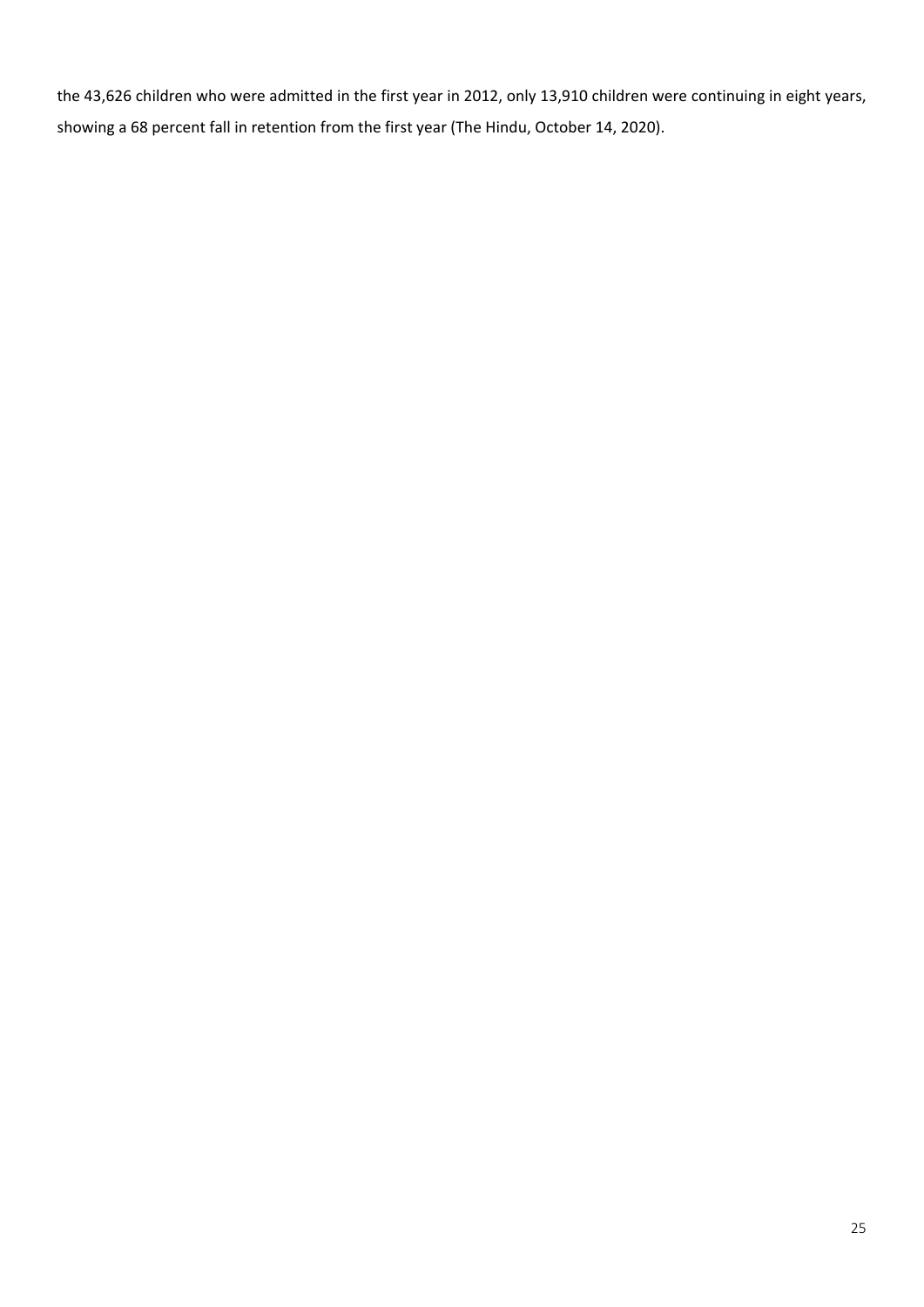the 43,626 children who were admitted in the first year in 2012, only 13,910 children were continuing in eight years, showing a 68 percent fall in retention from the first year (The Hindu, October 14, 2020).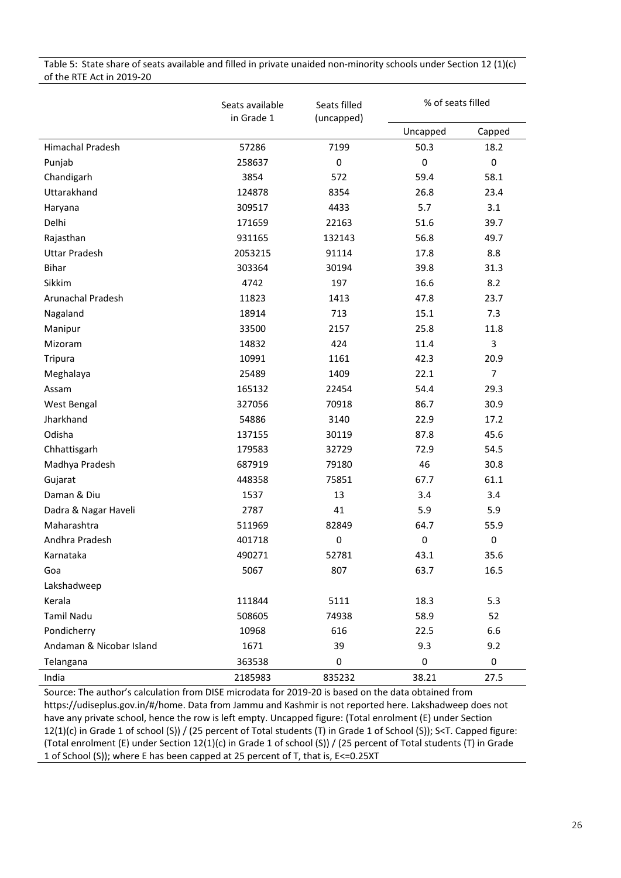Table 5: State share of seats available and filled in private unaided non-minority schools under Section 12 (1)(c) of the RTE Act in 2019-20

| | Seats available in Grade 1 | Seats filled (uncapped) | % of seats filled | |
|---|---|---|---|---|
| | | | Uncapped | Capped |
| Himachal Pradesh | 57286 | 7199 | 50.3 | 18.2 |
| Punjab | 258637 | 0 | 0 | 0 |
| Chandigarh | 3854 | 572 | 59.4 | 58.1 |
| Uttarakhand | 124878 | 8354 | 26.8 | 23.4 |
| Haryana | 309517 | 4433 | 5.7 | 3.1 |
| Delhi | 171659 | 22163 | 51.6 | 39.7 |
| Rajasthan | 931165 | 132143 | 56.8 | 49.7 |
| Uttar Pradesh | 2053215 | 91114 | 17.8 | 8.8 |
| Bihar | 303364 | 30194 | 39.8 | 31.3 |
| Sikkim | 4742 | 197 | 16.6 | 8.2 |
| Arunachal Pradesh | 11823 | 1413 | 47.8 | 23.7 |
| Nagaland | 18914 | 713 | 15.1 | 7.3 |
| Manipur | 33500 | 2157 | 25.8 | 11.8 |
| Mizoram | 14832 | 424 | 11.4 | 3 |
| Tripura | 10991 | 1161 | 42.3 | 20.9 |
| Meghalaya | 25489 | 1409 | 22.1 | 7 |
| Assam | 165132 | 22454 | 54.4 | 29.3 |
| West Bengal | 327056 | 70918 | 86.7 | 30.9 |
| Jharkhand | 54886 | 3140 | 22.9 | 17.2 |
| Odisha | 137155 | 30119 | 87.8 | 45.6 |
| Chhattisgarh | 179583 | 32729 | 72.9 | 54.5 |
| Madhya Pradesh | 687919 | 79180 | 46 | 30.8 |
| Gujarat | 448358 | 75851 | 67.7 | 61.1 |
| Daman & Diu | 1537 | 13 | 3.4 | 3.4 |
| Dadra & Nagar Haveli | 2787 | 41 | 5.9 | 5.9 |
| Maharashtra | 511969 | 82849 | 64.7 | 55.9 |
| Andhra Pradesh | 401718 | 0 | 0 | 0 |
| Karnataka | 490271 | 52781 | 43.1 | 35.6 |
| Goa | 5067 | 807 | 63.7 | 16.5 |
| Lakshadweep | | | | |
| Kerala | 111844 | 5111 | 18.3 | 5.3 |
| Tamil Nadu | 508605 | 74938 | 58.9 | 52 |
| Pondicherry | 10968 | 616 | 22.5 | 6.6 |
| Andaman & Nicobar Island | 1671 | 39 | 9.3 | 9.2 |
| Telangana | 363538 | 0 | 0 | 0 |
| India | 2185983 | 835232 | 38.21 | 27.5 |

Source: The author's calculation from DISE microdata for 2019-20 is based on the data obtained from https://udiseplus.gov.in/#/home. Data from Jammu and Kashmir is not reported here. Lakshadweep does not have any private school, hence the row is left empty. Uncapped figure: (Total enrolment (E) under Section 12(1)(c) in Grade 1 of school (S)) / (25 percent of Total students (T) in Grade 1 of School (S)); S<T. Capped figure: (Total enrolment (E) under Section 12(1)(c) in Grade 1 of school (S)) / (25 percent of Total students (T) in Grade 1 of School (S)); where E has been capped at 25 percent of T, that is, E<=0.25XT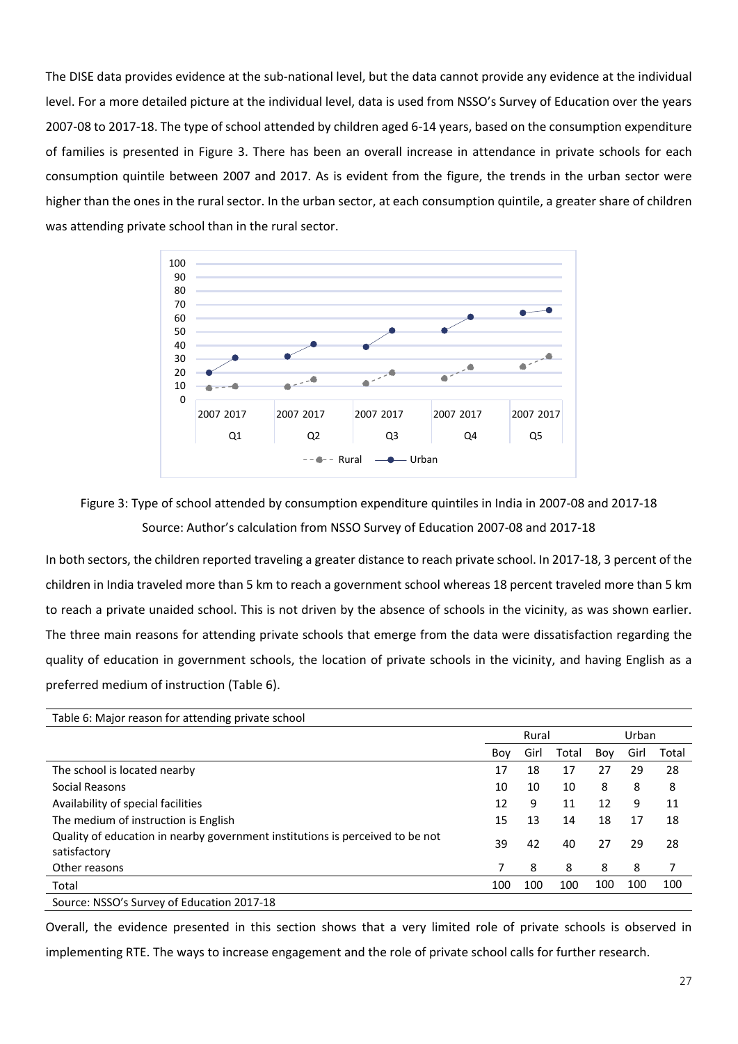The DISE data provides evidence at the sub-national level, but the data cannot provide any evidence at the individual level. For a more detailed picture at the individual level, data is used from NSSO's Survey of Education over the years 2007-08 to 2017-18. The type of school attended by children aged 6-14 years, based on the consumption expenditure of families is presented in Figure 3. There has been an overall increase in attendance in private schools for each consumption quintile between 2007 and 2017. As is evident from the figure, the trends in the urban sector were higher than the ones in the rural sector. In the urban sector, at each consumption quintile, a greater share of children was attending private school than in the rural sector.

Figure 3: Type of school attended by consumption expenditure quintiles in India in 2007-08 and 2017-18

Source: Author's calculation from NSSO Survey of Education 2007-08 and 2017-18

In both sectors, the children reported traveling a greater distance to reach private school. In 2017-18, 3 percent of the children in India traveled more than 5 km to reach a government school whereas 18 percent traveled more than 5 km to reach a private unaided school. This is not driven by the absence of schools in the vicinity, as was shown earlier. The three main reasons for attending private schools that emerge from the data were dissatisfaction regarding the quality of education in government schools, the location of private schools in the vicinity, and having English as a preferred medium of instruction (Table 6).

Table 6: Major reason for attending private school

| | Rural | | | Urban | | |
|---|---|---|---|---|---|---|
| | Boy | Girl | Total | Boy | Girl | Total |
| The school is located nearby | 17 | 18 | 17 | 27 | 29 | 28 |
| Social Reasons | 10 | 10 | 10 | 8 | 8 | 8 |
| Availability of special facilities | 12 | 9 | 11 | 12 | 9 | 11 |
| The medium of instruction is English | 15 | 13 | 14 | 18 | 17 | 18 |
| Quality of education in nearby government institutions is perceived to be not satisfactory | 39 | 42 | 40 | 27 | 29 | 28 |
| Other reasons | 7 | 8 | 8 | 8 | 8 | 7 |
| Total | 100 | 100 | 100 | 100 | 100 | 100 |

Source: NSSO's Survey of Education 2017-18

Overall, the evidence presented in this section shows that a very limited role of private schools is observed in implementing RTE. The ways to increase engagement and the role of private school calls for further research.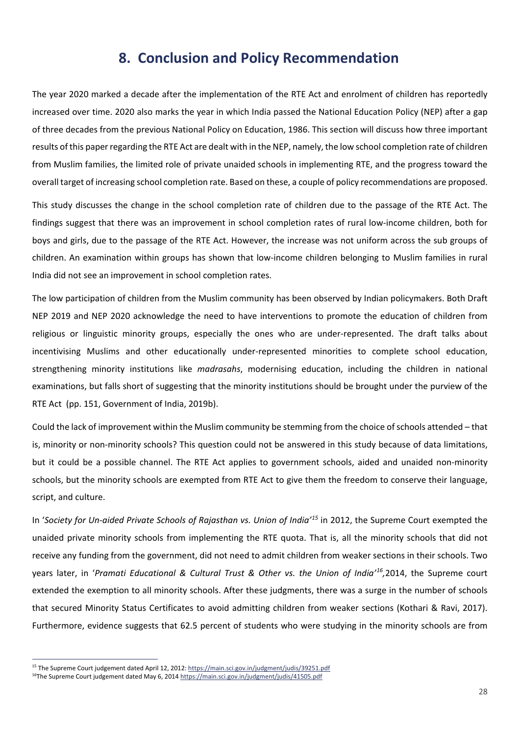# 8. Conclusion and Policy Recommendation

The year 2020 marked a decade after the implementation of the RTE Act and enrolment of children has reportedly increased over time. 2020 also marks the year in which India passed the National Education Policy (NEP) after a gap of three decades from the previous National Policy on Education, 1986. This section will discuss how three important results of this paper regarding the RTE Act are dealt with in the NEP, namely, the low school completion rate of children from Muslim families, the limited role of private unaided schools in implementing RTE, and the progress toward the overall target of increasing school completion rate. Based on these, a couple of policy recommendations are proposed.

This study discusses the change in the school completion rate of children due to the passage of the RTE Act. The findings suggest that there was an improvement in school completion rates of rural low-income children, both for boys and girls, due to the passage of the RTE Act. However, the increase was not uniform across the sub groups of children. An examination within groups has shown that low-income children belonging to Muslim families in rural India did not see an improvement in school completion rates.

The low participation of children from the Muslim community has been observed by Indian policymakers. Both Draft NEP 2019 and NEP 2020 acknowledge the need to have interventions to promote the education of children from religious or linguistic minority groups, especially the ones who are under-represented. The draft talks about incentivising Muslims and other educationally under-represented minorities to complete school education, strengthening minority institutions like *madrasahs*, modernising education, including the children in national examinations, but falls short of suggesting that the minority institutions should be brought under the purview of the RTE Act (pp. 151, Government of India, 2019b).

Could the lack of improvement within the Muslim community be stemming from the choice of schools attended – that is, minority or non-minority schools? This question could not be answered in this study because of data limitations, but it could be a possible channel. The RTE Act applies to government schools, aided and unaided non-minority schools, but the minority schools are exempted from RTE Act to give them the freedom to conserve their language, script, and culture.

In '*Society for Un-aided Private Schools of Rajasthan vs. Union of India'*[15] in 2012, the Supreme Court exempted the unaided private minority schools from implementing the RTE quota. That is, all the minority schools that did not receive any funding from the government, did not need to admit children from weaker sections in their schools. Two years later, in '*Pramati Educational & Cultural Trust & Other vs. the Union of India'*[16],2014, the Supreme court extended the exemption to all minority schools. After these judgments, there was a surge in the number of schools that secured Minority Status Certificates to avoid admitting children from weaker sections (Kothari & Ravi, 2017). Furthermore, evidence suggests that 62.5 percent of students who were studying in the minority schools are from

[15] The Supreme Court judgement dated April 12, 2012: https://main.sci.gov.in/judgment/judis/39251.pdf

[16] The Supreme Court judgement dated May 6, 2014 https://main.sci.gov.in/judgment/judis/41505.pdf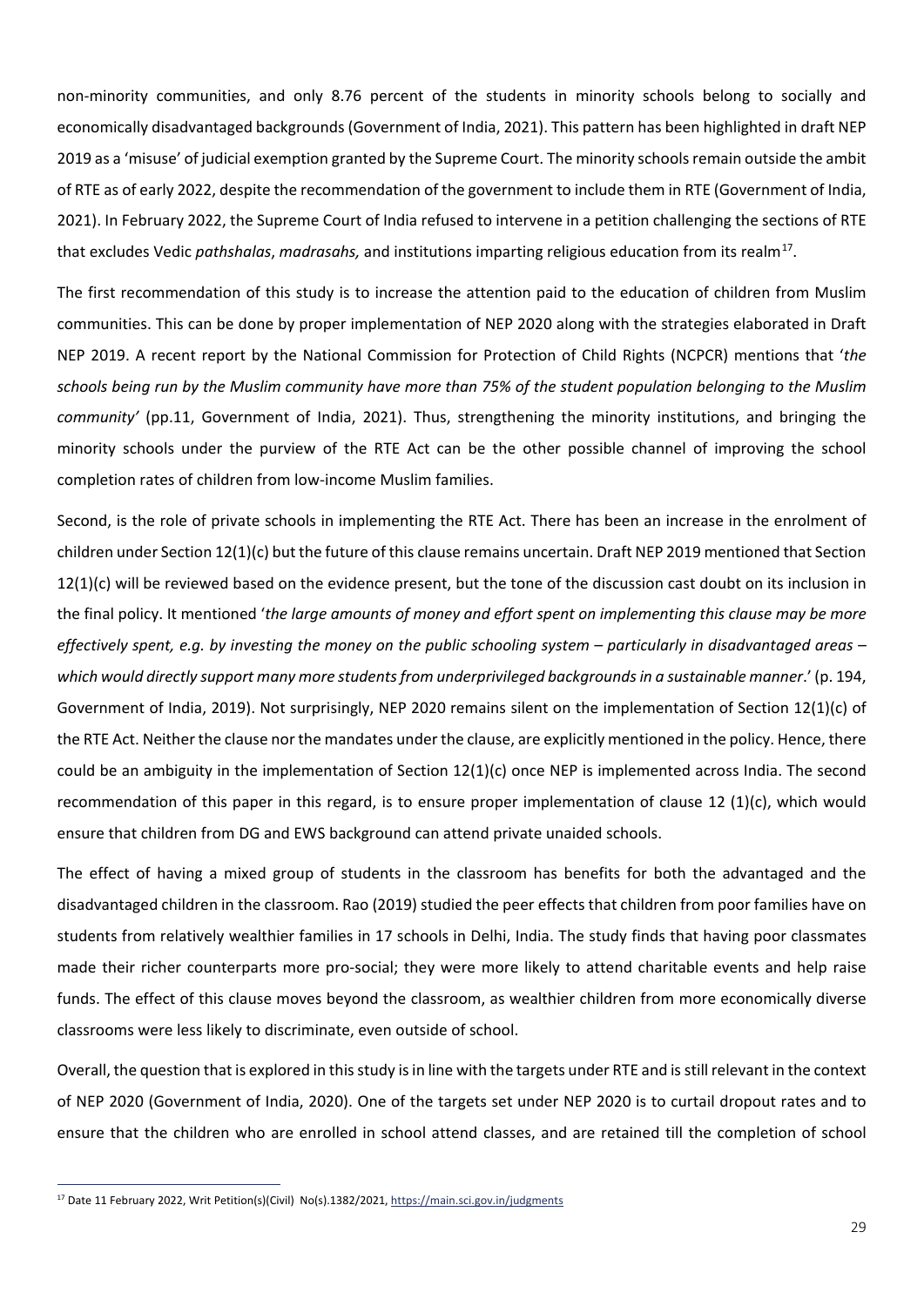non-minority communities, and only 8.76 percent of the students in minority schools belong to socially and economically disadvantaged backgrounds (Government of India, 2021). This pattern has been highlighted in draft NEP 2019 as a 'misuse' of judicial exemption granted by the Supreme Court. The minority schools remain outside the ambit of RTE as of early 2022, despite the recommendation of the government to include them in RTE (Government of India, 2021). In February 2022, the Supreme Court of India refused to intervene in a petition challenging the sections of RTE that excludes Vedic *pathshalas*, *madrasahs,* and institutions imparting religious education from its realm[17].

The first recommendation of this study is to increase the attention paid to the education of children from Muslim communities. This can be done by proper implementation of NEP 2020 along with the strategies elaborated in Draft NEP 2019. A recent report by the National Commission for Protection of Child Rights (NCPCR) mentions that '*the schools being run by the Muslim community have more than 75% of the student population belonging to the Muslim community'* (pp.11, Government of India, 2021). Thus, strengthening the minority institutions, and bringing the minority schools under the purview of the RTE Act can be the other possible channel of improving the school completion rates of children from low-income Muslim families.

Second, is the role of private schools in implementing the RTE Act. There has been an increase in the enrolment of children under Section 12(1)(c) but the future of this clause remains uncertain. Draft NEP 2019 mentioned that Section 12(1)(c) will be reviewed based on the evidence present, but the tone of the discussion cast doubt on its inclusion in the final policy. It mentioned '*the large amounts of money and effort spent on implementing this clause may be more effectively spent, e.g. by investing the money on the public schooling system – particularly in disadvantaged areas – which would directly support many more students from underprivileged backgrounds in a sustainable manner*.' (p. 194, Government of India, 2019). Not surprisingly, NEP 2020 remains silent on the implementation of Section 12(1)(c) of the RTE Act. Neither the clause nor the mandates under the clause, are explicitly mentioned in the policy. Hence, there could be an ambiguity in the implementation of Section 12(1)(c) once NEP is implemented across India. The second recommendation of this paper in this regard, is to ensure proper implementation of clause 12 (1)(c), which would ensure that children from DG and EWS background can attend private unaided schools.

The effect of having a mixed group of students in the classroom has benefits for both the advantaged and the disadvantaged children in the classroom. Rao (2019) studied the peer effects that children from poor families have on students from relatively wealthier families in 17 schools in Delhi, India. The study finds that having poor classmates made their richer counterparts more pro-social; they were more likely to attend charitable events and help raise funds. The effect of this clause moves beyond the classroom, as wealthier children from more economically diverse classrooms were less likely to discriminate, even outside of school.

Overall, the question that is explored in this study is in line with the targets under RTE and is still relevant in the context of NEP 2020 (Government of India, 2020). One of the targets set under NEP 2020 is to curtail dropout rates and to ensure that the children who are enrolled in school attend classes, and are retained till the completion of school

---

[17] Date 11 February 2022, Writ Petition(s)(Civil) No(s).1382/2021, https://main.sci.gov.in/judgments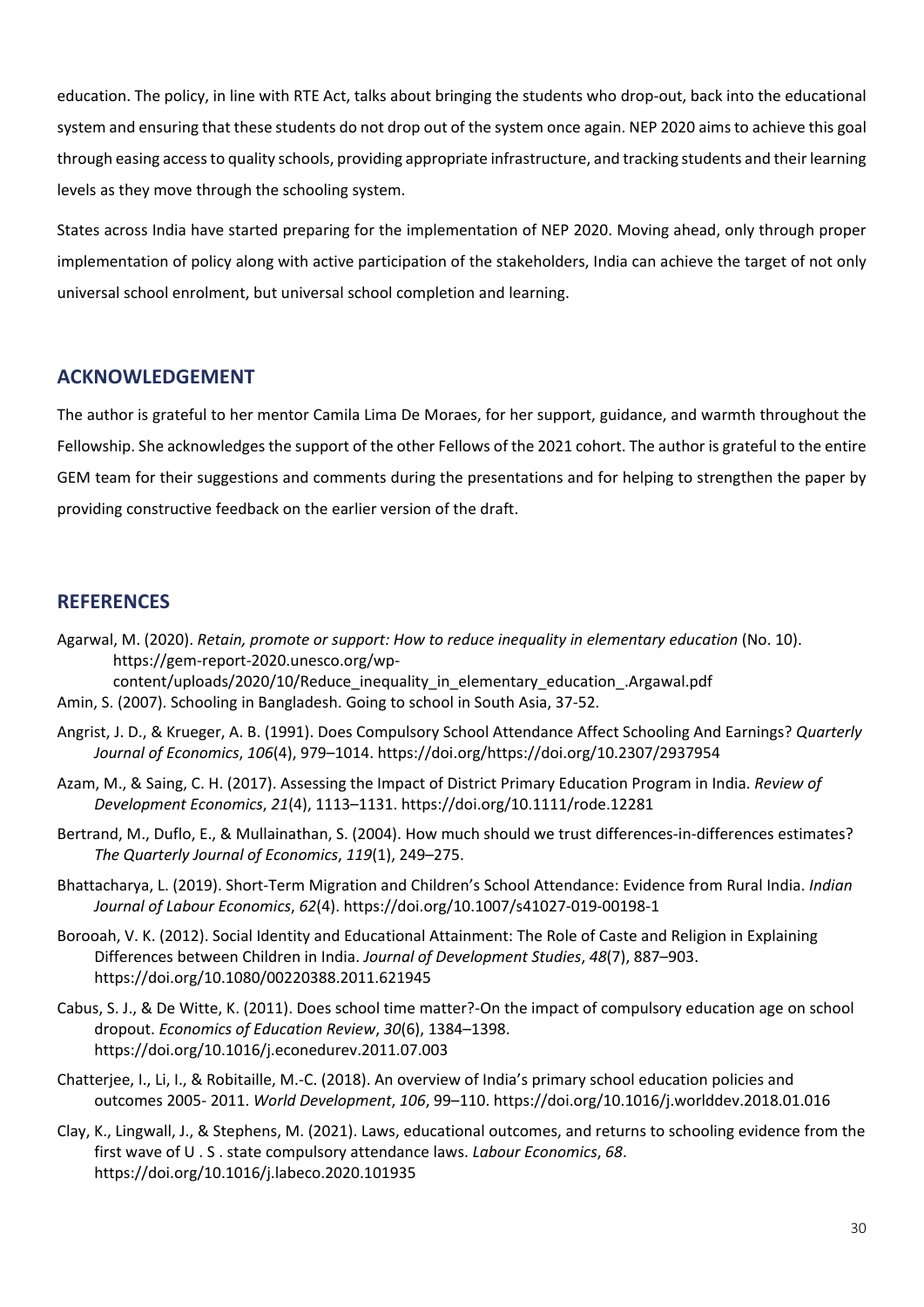education. The policy, in line with RTE Act, talks about bringing the students who drop-out, back into the educational system and ensuring that these students do not drop out of the system once again. NEP 2020 aims to achieve this goal through easing access to quality schools, providing appropriate infrastructure, and tracking students and their learning levels as they move through the schooling system.

States across India have started preparing for the implementation of NEP 2020. Moving ahead, only through proper implementation of policy along with active participation of the stakeholders, India can achieve the target of not only universal school enrolment, but universal school completion and learning.

## ACKNOWLEDGEMENT

The author is grateful to her mentor Camila Lima De Moraes, for her support, guidance, and warmth throughout the Fellowship. She acknowledges the support of the other Fellows of the 2021 cohort. The author is grateful to the entire GEM team for their suggestions and comments during the presentations and for helping to strengthen the paper by providing constructive feedback on the earlier version of the draft.

## REFERENCES

Agarwal, M. (2020). *Retain, promote or support: How to reduce inequality in elementary education* (No. 10). https://gem-report-2020.unesco.org/wp-content/uploads/2020/10/Reduce_inequality_in_elementary_education_.Argawal.pdf

Amin, S. (2007). Schooling in Bangladesh. Going to school in South Asia, 37-52.

Angrist, J. D., & Krueger, A. B. (1991). Does Compulsory School Attendance Affect Schooling And Earnings? *Quarterly Journal of Economics*, *106*(4), 979–1014. https://doi.org/https://doi.org/10.2307/2937954

Azam, M., & Saing, C. H. (2017). Assessing the Impact of District Primary Education Program in India. *Review of Development Economics*, *21*(4), 1113–1131. https://doi.org/10.1111/rode.12281

Bertrand, M., Duflo, E., & Mullainathan, S. (2004). How much should we trust differences-in-differences estimates? *The Quarterly Journal of Economics*, *119*(1), 249–275.

Bhattacharya, L. (2019). Short-Term Migration and Children's School Attendance: Evidence from Rural India. *Indian Journal of Labour Economics*, *62*(4). https://doi.org/10.1007/s41027-019-00198-1

Borooah, V. K. (2012). Social Identity and Educational Attainment: The Role of Caste and Religion in Explaining Differences between Children in India. *Journal of Development Studies*, *48*(7), 887–903. https://doi.org/10.1080/00220388.2011.621945

Cabus, S. J., & De Witte, K. (2011). Does school time matter?-On the impact of compulsory education age on school dropout. *Economics of Education Review*, *30*(6), 1384–1398. https://doi.org/10.1016/j.econedurev.2011.07.003

Chatterjee, I., Li, I., & Robitaille, M.-C. (2018). An overview of India's primary school education policies and outcomes 2005- 2011. *World Development*, *106*, 99–110. https://doi.org/10.1016/j.worlddev.2018.01.016

Clay, K., Lingwall, J., & Stephens, M. (2021). Laws, educational outcomes, and returns to schooling evidence from the first wave of U . S . state compulsory attendance laws. *Labour Economics*, *68*. https://doi.org/10.1016/j.labeco.2020.101935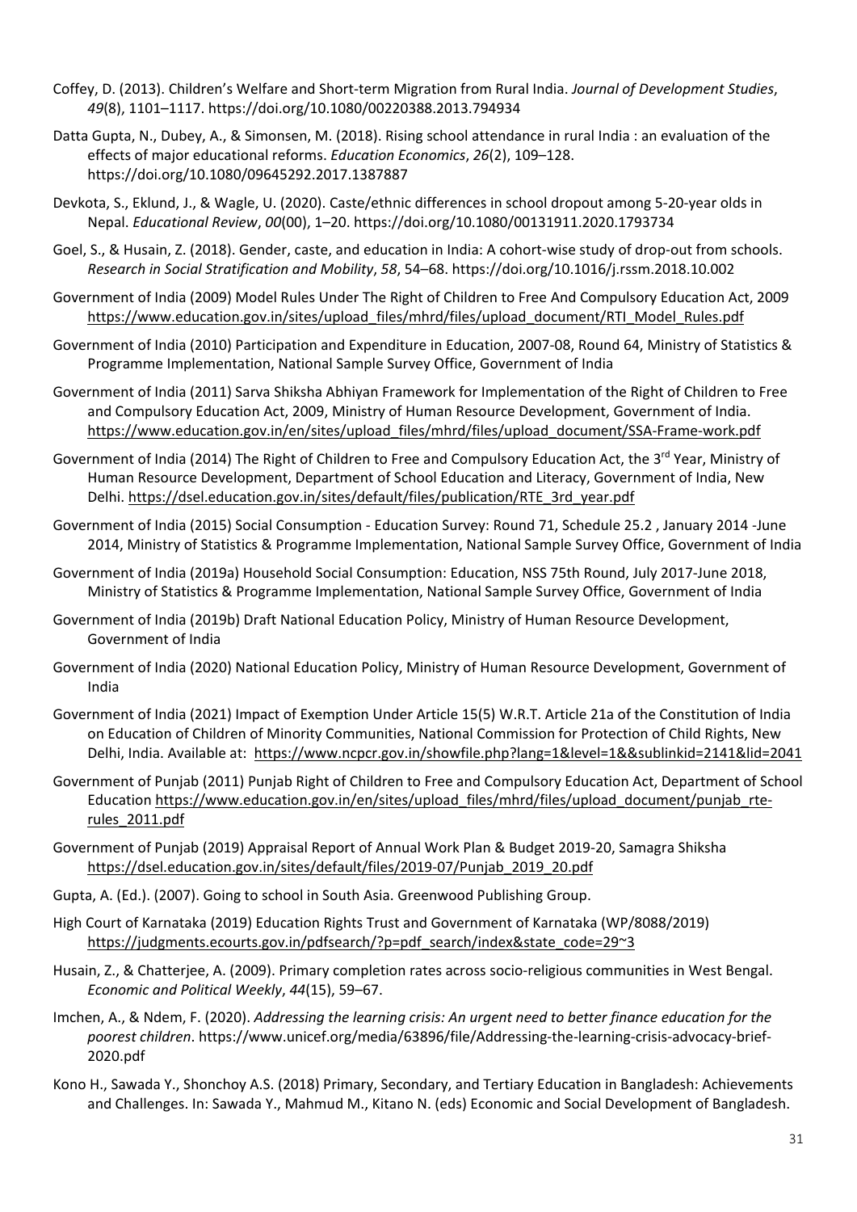Coffey, D. (2013). Children's Welfare and Short-term Migration from Rural India. *Journal of Development Studies*, *49*(8), 1101–1117. https://doi.org/10.1080/00220388.2013.794934

Datta Gupta, N., Dubey, A., & Simonsen, M. (2018). Rising school attendance in rural India : an evaluation of the effects of major educational reforms. *Education Economics*, *26*(2), 109–128. https://doi.org/10.1080/09645292.2017.1387887

Devkota, S., Eklund, J., & Wagle, U. (2020). Caste/ethnic differences in school dropout among 5-20-year olds in Nepal. *Educational Review*, *00*(00), 1–20. https://doi.org/10.1080/00131911.2020.1793734

Goel, S., & Husain, Z. (2018). Gender, caste, and education in India: A cohort-wise study of drop-out from schools. *Research in Social Stratification and Mobility*, *58*, 54–68. https://doi.org/10.1016/j.rssm.2018.10.002

Government of India (2009) Model Rules Under The Right of Children to Free And Compulsory Education Act, 2009 https://www.education.gov.in/sites/upload_files/mhrd/files/upload_document/RTI_Model_Rules.pdf

Government of India (2010) Participation and Expenditure in Education, 2007-08, Round 64, Ministry of Statistics & Programme Implementation, National Sample Survey Office, Government of India

Government of India (2011) Sarva Shiksha Abhiyan Framework for Implementation of the Right of Children to Free and Compulsory Education Act, 2009, Ministry of Human Resource Development, Government of India. https://www.education.gov.in/en/sites/upload_files/mhrd/files/upload_document/SSA-Frame-work.pdf

Government of India (2014) The Right of Children to Free and Compulsory Education Act, the 3rd Year, Ministry of Human Resource Development, Department of School Education and Literacy, Government of India, New Delhi. https://dsel.education.gov.in/sites/default/files/publication/RTE_3rd_year.pdf

Government of India (2015) Social Consumption - Education Survey: Round 71, Schedule 25.2 , January 2014 -June 2014, Ministry of Statistics & Programme Implementation, National Sample Survey Office, Government of India

Government of India (2019a) Household Social Consumption: Education, NSS 75th Round, July 2017-June 2018, Ministry of Statistics & Programme Implementation, National Sample Survey Office, Government of India

Government of India (2019b) Draft National Education Policy, Ministry of Human Resource Development, Government of India

Government of India (2020) National Education Policy, Ministry of Human Resource Development, Government of India

Government of India (2021) Impact of Exemption Under Article 15(5) W.R.T. Article 21a of the Constitution of India on Education of Children of Minority Communities, National Commission for Protection of Child Rights, New Delhi, India. Available at: https://www.ncpcr.gov.in/showfile.php?lang=1&level=1&&sublinkid=2141&lid=2041

Government of Punjab (2011) Punjab Right of Children to Free and Compulsory Education Act, Department of School Education https://www.education.gov.in/en/sites/upload_files/mhrd/files/upload_document/punjab_rte-rules_2011.pdf

Government of Punjab (2019) Appraisal Report of Annual Work Plan & Budget 2019-20, Samagra Shiksha https://dsel.education.gov.in/sites/default/files/2019-07/Punjab_2019_20.pdf

Gupta, A. (Ed.). (2007). Going to school in South Asia. Greenwood Publishing Group.

High Court of Karnataka (2019) Education Rights Trust and Government of Karnataka (WP/8088/2019) https://judgments.ecourts.gov.in/pdfsearch/?p=pdf_search/index&state_code=29~3

Husain, Z., & Chatterjee, A. (2009). Primary completion rates across socio-religious communities in West Bengal. *Economic and Political Weekly*, *44*(15), 59–67.

Imchen, A., & Ndem, F. (2020). *Addressing the learning crisis: An urgent need to better finance education for the poorest children*. https://www.unicef.org/media/63896/file/Addressing-the-learning-crisis-advocacy-brief-2020.pdf

Kono H., Sawada Y., Shonchoy A.S. (2018) Primary, Secondary, and Tertiary Education in Bangladesh: Achievements and Challenges. In: Sawada Y., Mahmud M., Kitano N. (eds) Economic and Social Development of Bangladesh.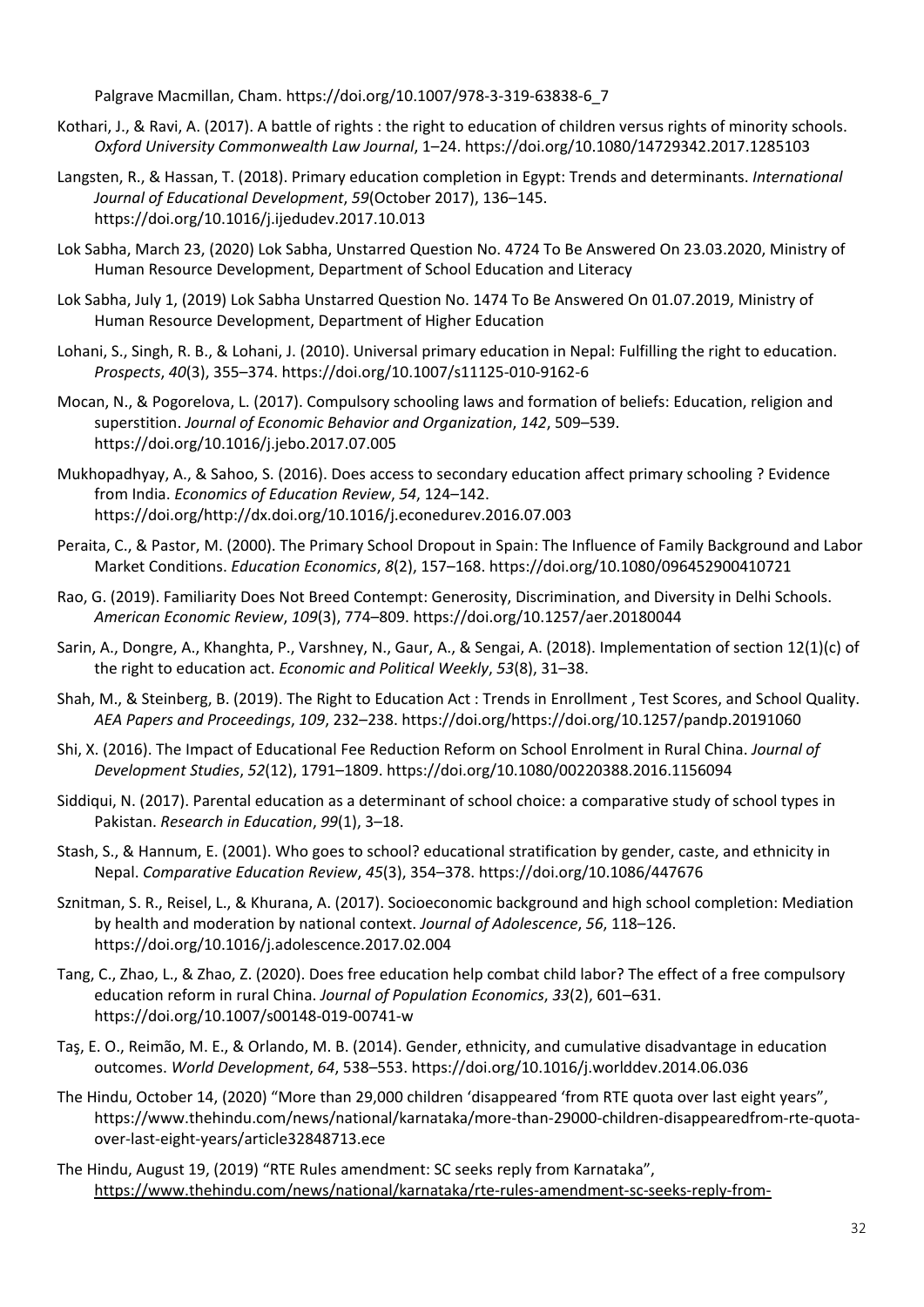Palgrave Macmillan, Cham. https://doi.org/10.1007/978-3-319-63838-6_7

Kothari, J., & Ravi, A. (2017). A battle of rights : the right to education of children versus rights of minority schools. *Oxford University Commonwealth Law Journal*, 1–24. https://doi.org/10.1080/14729342.2017.1285103

Langsten, R., & Hassan, T. (2018). Primary education completion in Egypt: Trends and determinants. *International Journal of Educational Development*, *59*(October 2017), 136–145. https://doi.org/10.1016/j.ijedudev.2017.10.013

Lok Sabha, March 23, (2020) Lok Sabha, Unstarred Question No. 4724 To Be Answered On 23.03.2020, Ministry of Human Resource Development, Department of School Education and Literacy

Lok Sabha, July 1, (2019) Lok Sabha Unstarred Question No. 1474 To Be Answered On 01.07.2019, Ministry of Human Resource Development, Department of Higher Education

Lohani, S., Singh, R. B., & Lohani, J. (2010). Universal primary education in Nepal: Fulfilling the right to education. *Prospects*, *40*(3), 355–374. https://doi.org/10.1007/s11125-010-9162-6

Mocan, N., & Pogorelova, L. (2017). Compulsory schooling laws and formation of beliefs: Education, religion and superstition. *Journal of Economic Behavior and Organization*, *142*, 509–539. https://doi.org/10.1016/j.jebo.2017.07.005

Mukhopadhyay, A., & Sahoo, S. (2016). Does access to secondary education affect primary schooling ? Evidence from India. *Economics of Education Review*, *54*, 124–142. https://doi.org/http://dx.doi.org/10.1016/j.econedurev.2016.07.003

Peraita, C., & Pastor, M. (2000). The Primary School Dropout in Spain: The Influence of Family Background and Labor Market Conditions. *Education Economics*, *8*(2), 157–168. https://doi.org/10.1080/096452900410721

Rao, G. (2019). Familiarity Does Not Breed Contempt: Generosity, Discrimination, and Diversity in Delhi Schools. *American Economic Review*, *109*(3), 774–809. https://doi.org/10.1257/aer.20180044

Sarin, A., Dongre, A., Khanghta, P., Varshney, N., Gaur, A., & Sengai, A. (2018). Implementation of section 12(1)(c) of the right to education act. *Economic and Political Weekly*, *53*(8), 31–38.

Shah, M., & Steinberg, B. (2019). The Right to Education Act : Trends in Enrollment , Test Scores, and School Quality. *AEA Papers and Proceedings*, *109*, 232–238. https://doi.org/https://doi.org/10.1257/pandp.20191060

Shi, X. (2016). The Impact of Educational Fee Reduction Reform on School Enrolment in Rural China. *Journal of Development Studies*, *52*(12), 1791–1809. https://doi.org/10.1080/00220388.2016.1156094

Siddiqui, N. (2017). Parental education as a determinant of school choice: a comparative study of school types in Pakistan. *Research in Education*, *99*(1), 3–18.

Stash, S., & Hannum, E. (2001). Who goes to school? educational stratification by gender, caste, and ethnicity in Nepal. *Comparative Education Review*, *45*(3), 354–378. https://doi.org/10.1086/447676

Sznitman, S. R., Reisel, L., & Khurana, A. (2017). Socioeconomic background and high school completion: Mediation by health and moderation by national context. *Journal of Adolescence*, *56*, 118–126. https://doi.org/10.1016/j.adolescence.2017.02.004

Tang, C., Zhao, L., & Zhao, Z. (2020). Does free education help combat child labor? The effect of a free compulsory education reform in rural China. *Journal of Population Economics*, *33*(2), 601–631. https://doi.org/10.1007/s00148-019-00741-w

Taş, E. O., Reimão, M. E., & Orlando, M. B. (2014). Gender, ethnicity, and cumulative disadvantage in education outcomes. *World Development*, *64*, 538–553. https://doi.org/10.1016/j.worlddev.2014.06.036

The Hindu, October 14, (2020) "More than 29,000 children 'disappeared 'from RTE quota over last eight years", https://www.thehindu.com/news/national/karnataka/more-than-29000-children-disappearedfrom-rte-quota-over-last-eight-years/article32848713.ece

The Hindu, August 19, (2019) "RTE Rules amendment: SC seeks reply from Karnataka", https://www.thehindu.com/news/national/karnataka/rte-rules-amendment-sc-seeks-reply-from-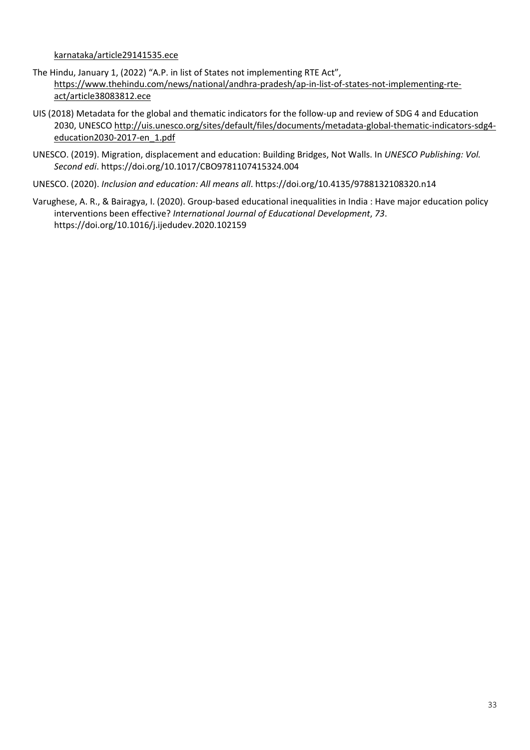karnataka/article29141535.ece

The Hindu, January 1, (2022) "A.P. in list of States not implementing RTE Act", https://www.thehindu.com/news/national/andhra-pradesh/ap-in-list-of-states-not-implementing-rte-act/article38083812.ece

UIS (2018) Metadata for the global and thematic indicators for the follow-up and review of SDG 4 and Education 2030, UNESCO http://uis.unesco.org/sites/default/files/documents/metadata-global-thematic-indicators-sdg4-education2030-2017-en_1.pdf

UNESCO. (2019). Migration, displacement and education: Building Bridges, Not Walls. In *UNESCO Publishing: Vol. Second edi*. https://doi.org/10.1017/CBO9781107415324.004

UNESCO. (2020). *Inclusion and education: All means all*. https://doi.org/10.4135/9788132108320.n14

Varughese, A. R., & Bairagya, I. (2020). Group-based educational inequalities in India : Have major education policy interventions been effective? *International Journal of Educational Development*, *73*. https://doi.org/10.1016/j.ijedudev.2020.102159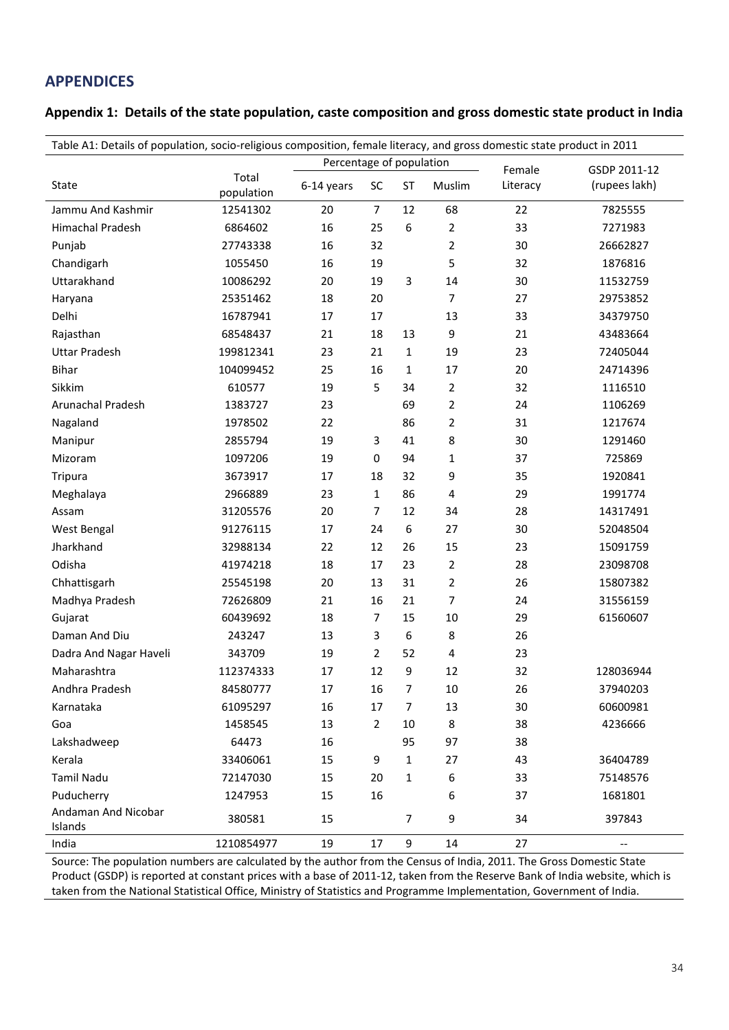## APPENDICES

### Appendix 1: Details of the state population, caste composition and gross domestic state product in India

Table A1: Details of population, socio-religious composition, female literacy, and gross domestic state product in 2011

| State | Total population | Percentage of population | | | | Female Literacy | GSDP 2011-12 (rupees lakh) |
|---|---|---|---|---|---|---|---|
| | | 6-14 years | SC | ST | Muslim | | |
| Jammu And Kashmir | 12541302 | 20 | 7 | 12 | 68 | 22 | 7825555 |
| Himachal Pradesh | 6864602 | 16 | 25 | 6 | 2 | 33 | 7271983 |
| Punjab | 27743338 | 16 | 32 | | 2 | 30 | 26662827 |
| Chandigarh | 1055450 | 16 | 19 | | 5 | 32 | 1876816 |
| Uttarakhand | 10086292 | 20 | 19 | 3 | 14 | 30 | 11532759 |
| Haryana | 25351462 | 18 | 20 | | 7 | 27 | 29753852 |
| Delhi | 16787941 | 17 | 17 | | 13 | 33 | 34379750 |
| Rajasthan | 68548437 | 21 | 18 | 13 | 9 | 21 | 43483664 |
| Uttar Pradesh | 199812341 | 23 | 21 | 1 | 19 | 23 | 72405044 |
| Bihar | 104099452 | 25 | 16 | 1 | 17 | 20 | 24714396 |
| Sikkim | 610577 | 19 | 5 | 34 | 2 | 32 | 1116510 |
| Arunachal Pradesh | 1383727 | 23 | | 69 | 2 | 24 | 1106269 |
| Nagaland | 1978502 | 22 | | 86 | 2 | 31 | 1217674 |
| Manipur | 2855794 | 19 | 3 | 41 | 8 | 30 | 1291460 |
| Mizoram | 1097206 | 19 | 0 | 94 | 1 | 37 | 725869 |
| Tripura | 3673917 | 17 | 18 | 32 | 9 | 35 | 1920841 |
| Meghalaya | 2966889 | 23 | 1 | 86 | 4 | 29 | 1991774 |
| Assam | 31205576 | 20 | 7 | 12 | 34 | 28 | 14317491 |
| West Bengal | 91276115 | 17 | 24 | 6 | 27 | 30 | 52048504 |
| Jharkhand | 32988134 | 22 | 12 | 26 | 15 | 23 | 15091759 |
| Odisha | 41974218 | 18 | 17 | 23 | 2 | 28 | 23098708 |
| Chhattisgarh | 25545198 | 20 | 13 | 31 | 2 | 26 | 15807382 |
| Madhya Pradesh | 72626809 | 21 | 16 | 21 | 7 | 24 | 31556159 |
| Gujarat | 60439692 | 18 | 7 | 15 | 10 | 29 | 61560607 |
| Daman And Diu | 243247 | 13 | 3 | 6 | 8 | 26 | |
| Dadra And Nagar Haveli | 343709 | 19 | 2 | 52 | 4 | 23 | |
| Maharashtra | 112374333 | 17 | 12 | 9 | 12 | 32 | 128036944 |
| Andhra Pradesh | 84580777 | 17 | 16 | 7 | 10 | 26 | 37940203 |
| Karnataka | 61095297 | 16 | 17 | 7 | 13 | 30 | 60600981 |
| Goa | 1458545 | 13 | 2 | 10 | 8 | 38 | 4236666 |
| Lakshadweep | 64473 | 16 | | 95 | 97 | 38 | |
| Kerala | 33406061 | 15 | 9 | 1 | 27 | 43 | 36404789 |
| Tamil Nadu | 72147030 | 15 | 20 | 1 | 6 | 33 | 75148576 |
| Puducherry | 1247953 | 15 | 16 | | 6 | 37 | 1681801 |
| Andaman And Nicobar Islands | 380581 | 15 | | 7 | 9 | 34 | 397843 |
| India | 1210854977 | 19 | 17 | 9 | 14 | 27 | -- |

Source: The population numbers are calculated by the author from the Census of India, 2011. The Gross Domestic State Product (GSDP) is reported at constant prices with a base of 2011-12, taken from the Reserve Bank of India website, which is taken from the National Statistical Office, Ministry of Statistics and Programme Implementation, Government of India.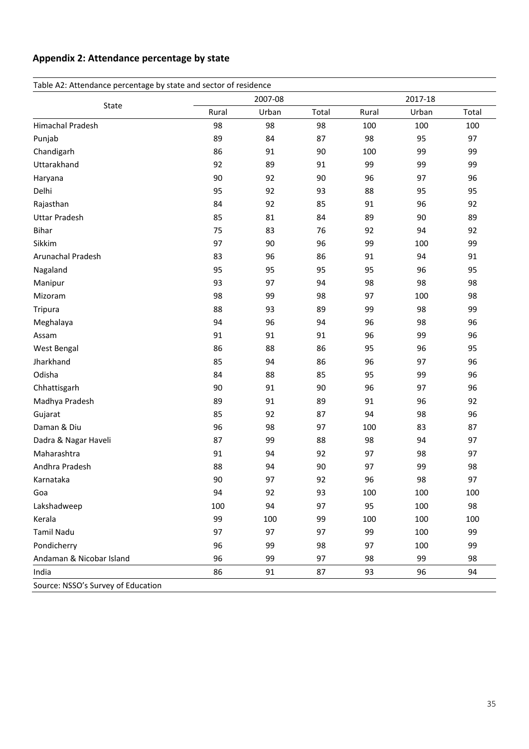## Appendix 2: Attendance percentage by state

Table A2: Attendance percentage by state and sector of residence

| State | 2007-08 | | | 2017-18 | | |
|---|---|---|---|---|---|---|
| | Rural | Urban | Total | Rural | Urban | Total |
| Himachal Pradesh | 98 | 98 | 98 | 100 | 100 | 100 |
| Punjab | 89 | 84 | 87 | 98 | 95 | 97 |
| Chandigarh | 86 | 91 | 90 | 100 | 99 | 99 |
| Uttarakhand | 92 | 89 | 91 | 99 | 99 | 99 |
| Haryana | 90 | 92 | 90 | 96 | 97 | 96 |
| Delhi | 95 | 92 | 93 | 88 | 95 | 95 |
| Rajasthan | 84 | 92 | 85 | 91 | 96 | 92 |
| Uttar Pradesh | 85 | 81 | 84 | 89 | 90 | 89 |
| Bihar | 75 | 83 | 76 | 92 | 94 | 92 |
| Sikkim | 97 | 90 | 96 | 99 | 100 | 99 |
| Arunachal Pradesh | 83 | 96 | 86 | 91 | 94 | 91 |
| Nagaland | 95 | 95 | 95 | 95 | 96 | 95 |
| Manipur | 93 | 97 | 94 | 98 | 98 | 98 |
| Mizoram | 98 | 99 | 98 | 97 | 100 | 98 |
| Tripura | 88 | 93 | 89 | 99 | 98 | 99 |
| Meghalaya | 94 | 96 | 94 | 96 | 98 | 96 |
| Assam | 91 | 91 | 91 | 96 | 99 | 96 |
| West Bengal | 86 | 88 | 86 | 95 | 96 | 95 |
| Jharkhand | 85 | 94 | 86 | 96 | 97 | 96 |
| Odisha | 84 | 88 | 85 | 95 | 99 | 96 |
| Chhattisgarh | 90 | 91 | 90 | 96 | 97 | 96 |
| Madhya Pradesh | 89 | 91 | 89 | 91 | 96 | 92 |
| Gujarat | 85 | 92 | 87 | 94 | 98 | 96 |
| Daman & Diu | 96 | 98 | 97 | 100 | 83 | 87 |
| Dadra & Nagar Haveli | 87 | 99 | 88 | 98 | 94 | 97 |
| Maharashtra | 91 | 94 | 92 | 97 | 98 | 97 |
| Andhra Pradesh | 88 | 94 | 90 | 97 | 99 | 98 |
| Karnataka | 90 | 97 | 92 | 96 | 98 | 97 |
| Goa | 94 | 92 | 93 | 100 | 100 | 100 |
| Lakshadweep | 100 | 94 | 97 | 95 | 100 | 98 |
| Kerala | 99 | 100 | 99 | 100 | 100 | 100 |
| Tamil Nadu | 97 | 97 | 97 | 99 | 100 | 99 |
| Pondicherry | 96 | 99 | 98 | 97 | 100 | 99 |
| Andaman & Nicobar Island | 96 | 99 | 97 | 98 | 99 | 98 |
| India | 86 | 91 | 87 | 93 | 96 | 94 |

Source: NSSO's Survey of Education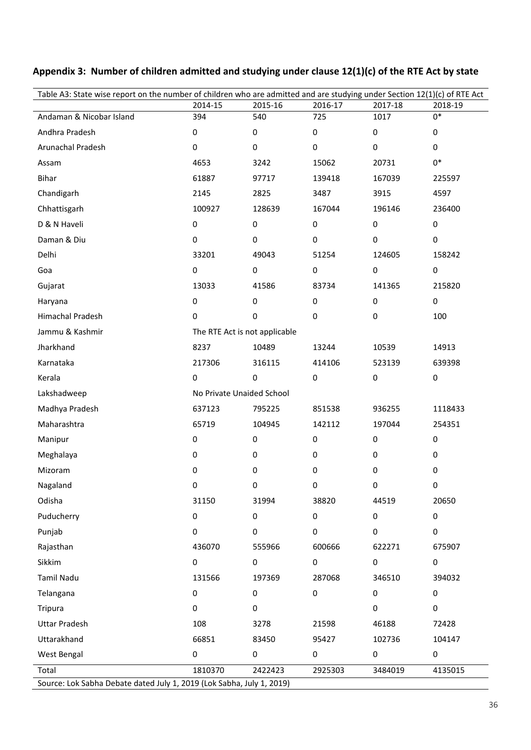## Appendix 3: Number of children admitted and studying under clause 12(1)(c) of the RTE Act by state

Table A3: State wise report on the number of children who are admitted and are studying under Section 12(1)(c) of RTE Act

| | 2014-15 | 2015-16 | 2016-17 | 2017-18 | 2018-19 |
|---|---|---|---|---|---|
| Andaman & Nicobar Island | 394 | 540 | 725 | 1017 | 0* |
| Andhra Pradesh | 0 | 0 | 0 | 0 | 0 |
| Arunachal Pradesh | 0 | 0 | 0 | 0 | 0 |
| Assam | 4653 | 3242 | 15062 | 20731 | 0* |
| Bihar | 61887 | 97717 | 139418 | 167039 | 225597 |
| Chandigarh | 2145 | 2825 | 3487 | 3915 | 4597 |
| Chhattisgarh | 100927 | 128639 | 167044 | 196146 | 236400 |
| D & N Haveli | 0 | 0 | 0 | 0 | 0 |
| Daman & Diu | 0 | 0 | 0 | 0 | 0 |
| Delhi | 33201 | 49043 | 51254 | 124605 | 158242 |
| Goa | 0 | 0 | 0 | 0 | 0 |
| Gujarat | 13033 | 41586 | 83734 | 141365 | 215820 |
| Haryana | 0 | 0 | 0 | 0 | 0 |
| Himachal Pradesh | 0 | 0 | 0 | 0 | 100 |
| Jammu & Kashmir | The RTE Act is not applicable | | | | |
| Jharkhand | 8237 | 10489 | 13244 | 10539 | 14913 |
| Karnataka | 217306 | 316115 | 414106 | 523139 | 639398 |
| Kerala | 0 | 0 | 0 | 0 | 0 |
| Lakshadweep | No Private Unaided School | | | | |
| Madhya Pradesh | 637123 | 795225 | 851538 | 936255 | 1118433 |
| Maharashtra | 65719 | 104945 | 142112 | 197044 | 254351 |
| Manipur | 0 | 0 | 0 | 0 | 0 |
| Meghalaya | 0 | 0 | 0 | 0 | 0 |
| Mizoram | 0 | 0 | 0 | 0 | 0 |
| Nagaland | 0 | 0 | 0 | 0 | 0 |
| Odisha | 31150 | 31994 | 38820 | 44519 | 20650 |
| Puducherry | 0 | 0 | 0 | 0 | 0 |
| Punjab | 0 | 0 | 0 | 0 | 0 |
| Rajasthan | 436070 | 555966 | 600666 | 622271 | 675907 |
| Sikkim | 0 | 0 | 0 | 0 | 0 |
| Tamil Nadu | 131566 | 197369 | 287068 | 346510 | 394032 |
| Telangana | 0 | 0 | 0 | 0 | 0 |
| Tripura | 0 | 0 | | 0 | 0 |
| Uttar Pradesh | 108 | 3278 | 21598 | 46188 | 72428 |
| Uttarakhand | 66851 | 83450 | 95427 | 102736 | 104147 |
| West Bengal | 0 | 0 | 0 | 0 | 0 |
| Total | 1810370 | 2422423 | 2925303 | 3484019 | 4135015 |

Source: Lok Sabha Debate dated July 1, 2019 (Lok Sabha, July 1, 2019)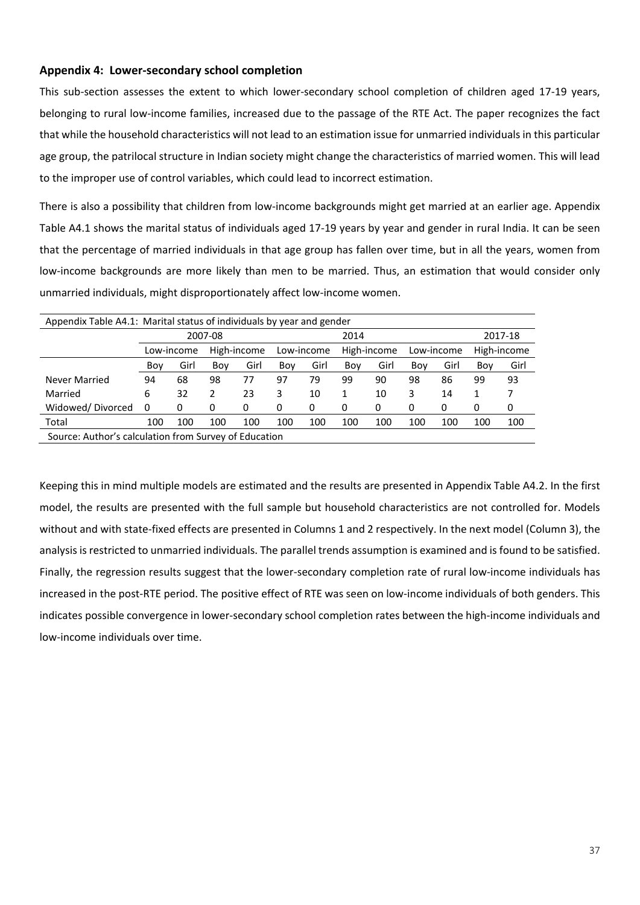### Appendix 4: Lower-secondary school completion

This sub-section assesses the extent to which lower-secondary school completion of children aged 17-19 years, belonging to rural low-income families, increased due to the passage of the RTE Act. The paper recognizes the fact that while the household characteristics will not lead to an estimation issue for unmarried individuals in this particular age group, the patrilocal structure in Indian society might change the characteristics of married women. This will lead to the improper use of control variables, which could lead to incorrect estimation.

There is also a possibility that children from low-income backgrounds might get married at an earlier age. Appendix Table A4.1 shows the marital status of individuals aged 17-19 years by year and gender in rural India. It can be seen that the percentage of married individuals in that age group has fallen over time, but in all the years, women from low-income backgrounds are more likely than men to be married. Thus, an estimation that would consider only unmarried individuals, might disproportionately affect low-income women.

Appendix Table A4.1: Marital status of individuals by year and gender

| | 2007-08 | | | | 2014 | | | | 2017-18 | | | |
|---|---|---|---|---|---|---|---|---|---|---|---|---|
| | Low-income | | High-income | | Low-income | | High-income | | Low-income | | High-income | |
| | Boy | Girl | Boy | Girl | Boy | Girl | Boy | Girl | Boy | Girl | Boy | Girl |
| Never Married | 94 | 68 | 98 | 77 | 97 | 79 | 99 | 90 | 98 | 86 | 99 | 93 |
| Married | 6 | 32 | 2 | 23 | 3 | 10 | 1 | 10 | 3 | 14 | 1 | 7 |
| Widowed/ Divorced | 0 | 0 | 0 | 0 | 0 | 0 | 0 | 0 | 0 | 0 | 0 | 0 |
| Total | 100 | 100 | 100 | 100 | 100 | 100 | 100 | 100 | 100 | 100 | 100 | 100 |

Source: Author's calculation from Survey of Education

Keeping this in mind multiple models are estimated and the results are presented in Appendix Table A4.2. In the first model, the results are presented with the full sample but household characteristics are not controlled for. Models without and with state-fixed effects are presented in Columns 1 and 2 respectively. In the next model (Column 3), the analysis is restricted to unmarried individuals. The parallel trends assumption is examined and is found to be satisfied. Finally, the regression results suggest that the lower-secondary completion rate of rural low-income individuals has increased in the post-RTE period. The positive effect of RTE was seen on low-income individuals of both genders. This indicates possible convergence in lower-secondary school completion rates between the high-income individuals and low-income individuals over time.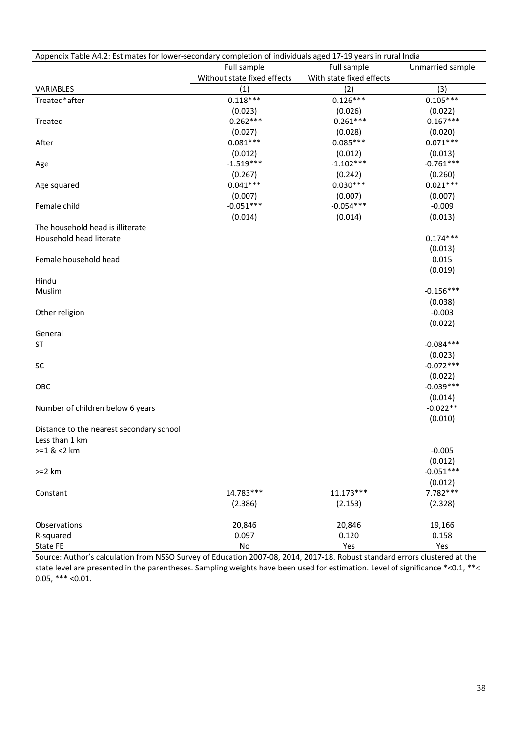Appendix Table A4.2: Estimates for lower-secondary completion of individuals aged 17-19 years in rural India

| | Full sample | Full sample | Unmarried sample |
|---|---|---|---|
| | Without state fixed effects | With state fixed effects | |
| VARIABLES | (1) | (2) | (3) |
| Treated*after | 0.118*** | 0.126*** | 0.105*** |
| | (0.023) | (0.026) | (0.022) |
| Treated | -0.262*** | -0.261*** | -0.167*** |
| | (0.027) | (0.028) | (0.020) |
| After | 0.081*** | 0.085*** | 0.071*** |
| | (0.012) | (0.012) | (0.013) |
| Age | -1.519*** | -1.102*** | -0.761*** |
| | (0.267) | (0.242) | (0.260) |
| Age squared | 0.041*** | 0.030*** | 0.021*** |
| | (0.007) | (0.007) | (0.007) |
| Female child | -0.051*** | -0.054*** | -0.009 |
| | (0.014) | (0.014) | (0.013) |
| The household head is illiterate | | | |
| Household head literate | | | 0.174*** |
| | | | (0.013) |
| Female household head | | | 0.015 |
| | | | (0.019) |
| Hindu | | | |
| Muslim | | | -0.156*** |
| | | | (0.038) |
| Other religion | | | -0.003 |
| | | | (0.022) |
| General | | | |
| ST | | | -0.084*** |
| | | | (0.023) |
| SC | | | -0.072*** |
| | | | (0.022) |
| OBC | | | -0.039*** |
| | | | (0.014) |
| Number of children below 6 years | | | -0.022** |
| | | | (0.010) |
| Distance to the nearest secondary school | | | |
| Less than 1 km | | | |
| >=1 & <2 km | | | -0.005 |
| | | | (0.012) |
| >=2 km | | | -0.051*** |
| | | | (0.012) |
| Constant | 14.783*** | 11.173*** | 7.782*** |
| | (2.386) | (2.153) | (2.328) |
| Observations | 20,846 | 20,846 | 19,166 |
| R-squared | 0.097 | 0.120 | 0.158 |
| State FE | No | Yes | Yes |

Source: Author's calculation from NSSO Survey of Education 2007-08, 2014, 2017-18. Robust standard errors clustered at the state level are presented in the parentheses. Sampling weights have been used for estimation. Level of significance *<0.1, **< 0.05, *** <0.01.